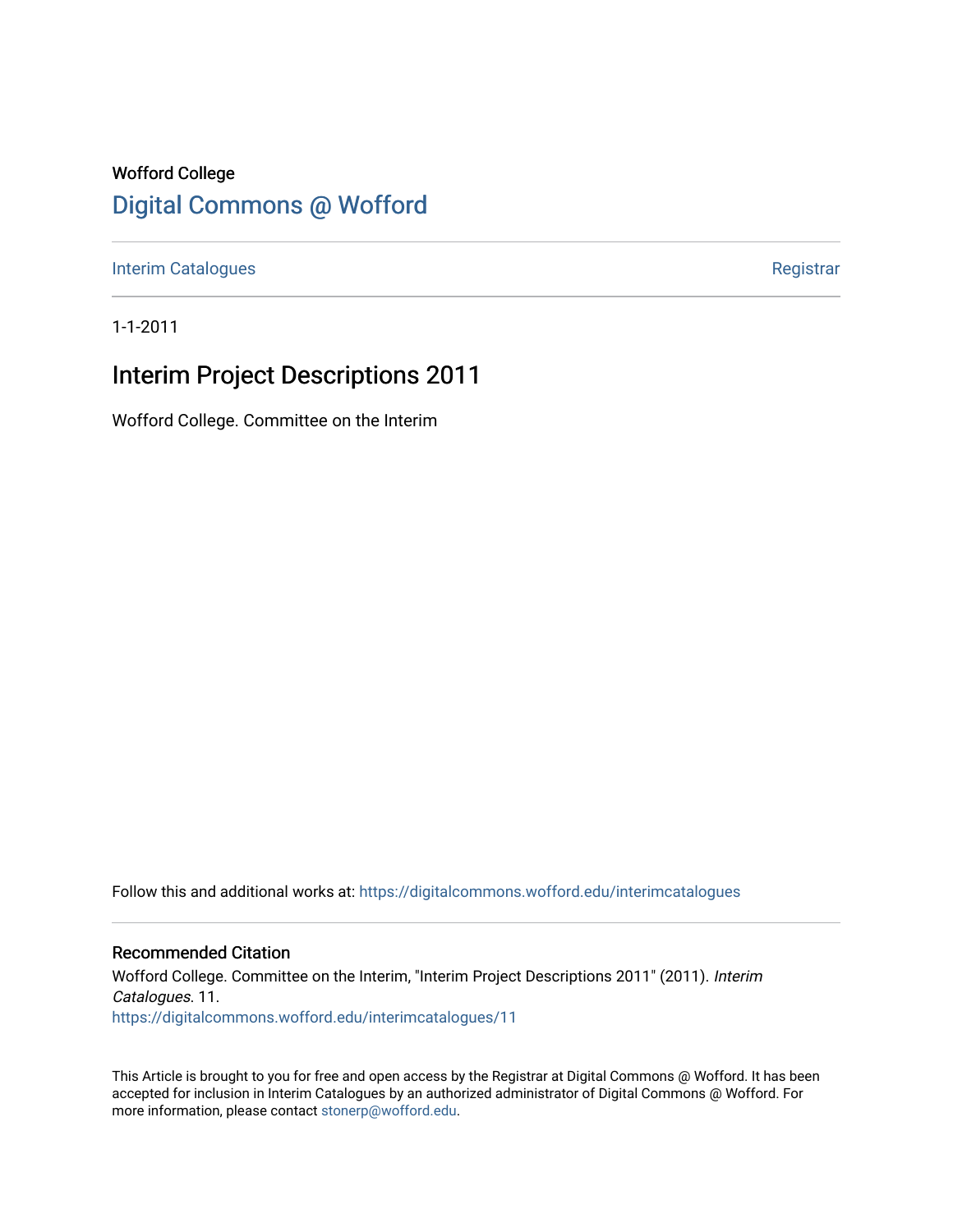Wofford College

# Digital Commons @ Wofford

Interim Catalogues | Registrar

1-1-2011

## Interim Project Descriptions 2011

Wofford College. Committee on the Interim

Follow this and additional works at: https://digitalcommons.wofford.edu/interimcatalogues

### Recommended Citation

Wofford College. Committee on the Interim, "Interim Project Descriptions 2011" (2011). *Interim Catalogues*. 11.
https://digitalcommons.wofford.edu/interimcatalogues/11

This Article is brought to you for free and open access by the Registrar at Digital Commons @ Wofford. It has been accepted for inclusion in Interim Catalogues by an authorized administrator of Digital Commons @ Wofford. For more information, please contact stonerp@wofford.edu.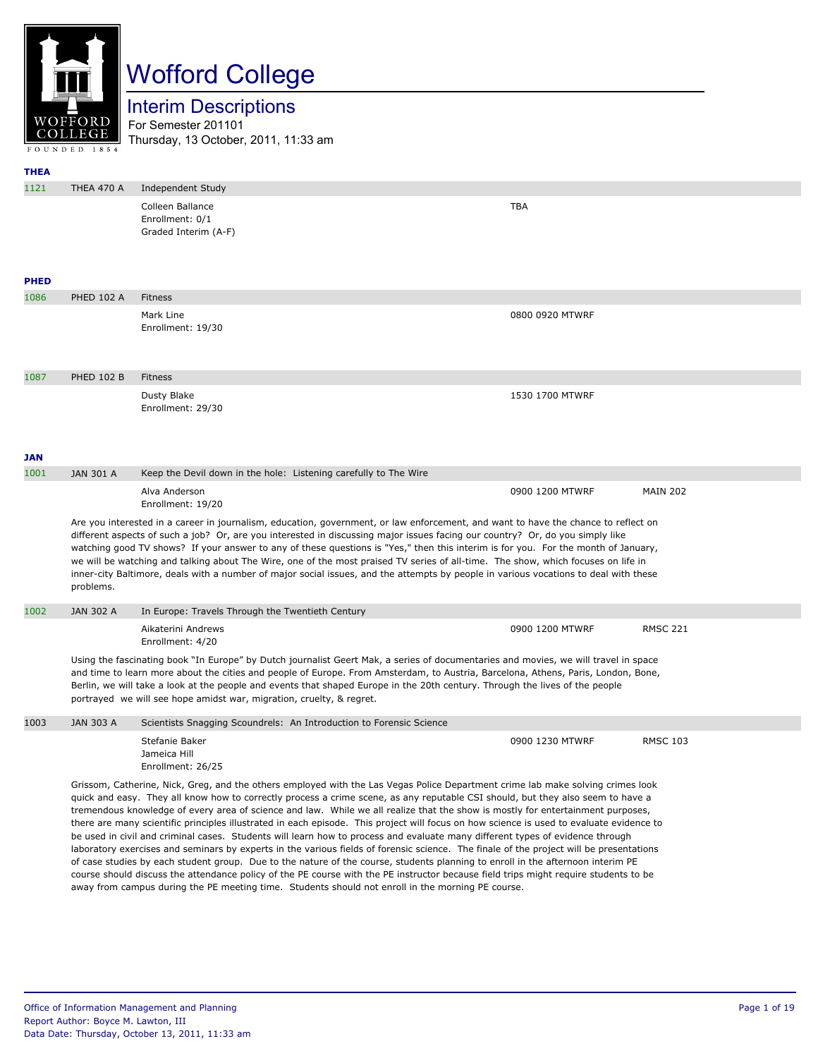# Wofford College

## Interim Descriptions

For Semester 201101
Thursday, 13 October, 2011, 11:33 am

### THEA

| | | | | |
|---|---|---|---|---|
| 1121 | THEA 470 A | Independent Study | | |
| | | Colleen Ballance<br>Enrollment: 0/1<br>Graded Interim (A-F) | TBA | |

### PHED

| | | | | |
|---|---|---|---|---|
| 1086 | PHED 102 A | Fitness | | |
| | | Mark Line<br>Enrollment: 19/30 | 0800 0920 MTWRF | |
| 1087 | PHED 102 B | Fitness | | |
| | | Dusty Blake<br>Enrollment: 29/30 | 1530 1700 MTWRF | |

### JAN

| | | | | |
|---|---|---|---|---|
| 1001 | JAN 301 A | Keep the Devil down in the hole: Listening carefully to The Wire | | |
| | | Alva Anderson<br>Enrollment: 19/20 | 0900 1200 MTWRF | MAIN 202 |

Are you interested in a career in journalism, education, government, or law enforcement, and want to have the chance to reflect on different aspects of such a job? Or, are you interested in discussing major issues facing our country? Or, do you simply like watching good TV shows? If your answer to any of these questions is "Yes," then this interim is for you. For the month of January, we will be watching and talking about The Wire, one of the most praised TV series of all-time. The show, which focuses on life in inner-city Baltimore, deals with a number of major social issues, and the attempts by people in various vocations to deal with these problems.

| | | | | |
|---|---|---|---|---|
| 1002 | JAN 302 A | In Europe: Travels Through the Twentieth Century | | |
| | | Aikaterini Andrews<br>Enrollment: 4/20 | 0900 1200 MTWRF | RMSC 221 |

Using the fascinating book "In Europe" by Dutch journalist Geert Mak, a series of documentaries and movies, we will travel in space and time to learn more about the cities and people of Europe. From Amsterdam, to Austria, Barcelona, Athens, Paris, London, Bone, Berlin, we will take a look at the people and events that shaped Europe in the 20th century. Through the lives of the people portrayed we will see hope amidst war, migration, cruelty, & regret.

| | | | | |
|---|---|---|---|---|
| 1003 | JAN 303 A | Scientists Snagging Scoundrels: An Introduction to Forensic Science | | |
| | | Stefanie Baker<br>Jameica Hill<br>Enrollment: 26/25 | 0900 1230 MTWRF | RMSC 103 |

Grissom, Catherine, Nick, Greg, and the others employed with the Las Vegas Police Department crime lab make solving crimes look quick and easy. They all know how to correctly process a crime scene, as any reputable CSI should, but they also seem to have a tremendous knowledge of every area of science and law. While we all realize that the show is mostly for entertainment purposes, there are many scientific principles illustrated in each episode. This project will focus on how science is used to evaluate evidence to be used in civil and criminal cases. Students will learn how to process and evaluate many different types of evidence through laboratory exercises and seminars by experts in the various fields of forensic science. The finale of the project will be presentations of case studies by each student group. Due to the nature of the course, students planning to enroll in the afternoon interim PE course should discuss the attendance policy of the PE course with the PE instructor because field trips might require students to be away from campus during the PE meeting time. Students should not enroll in the morning PE course.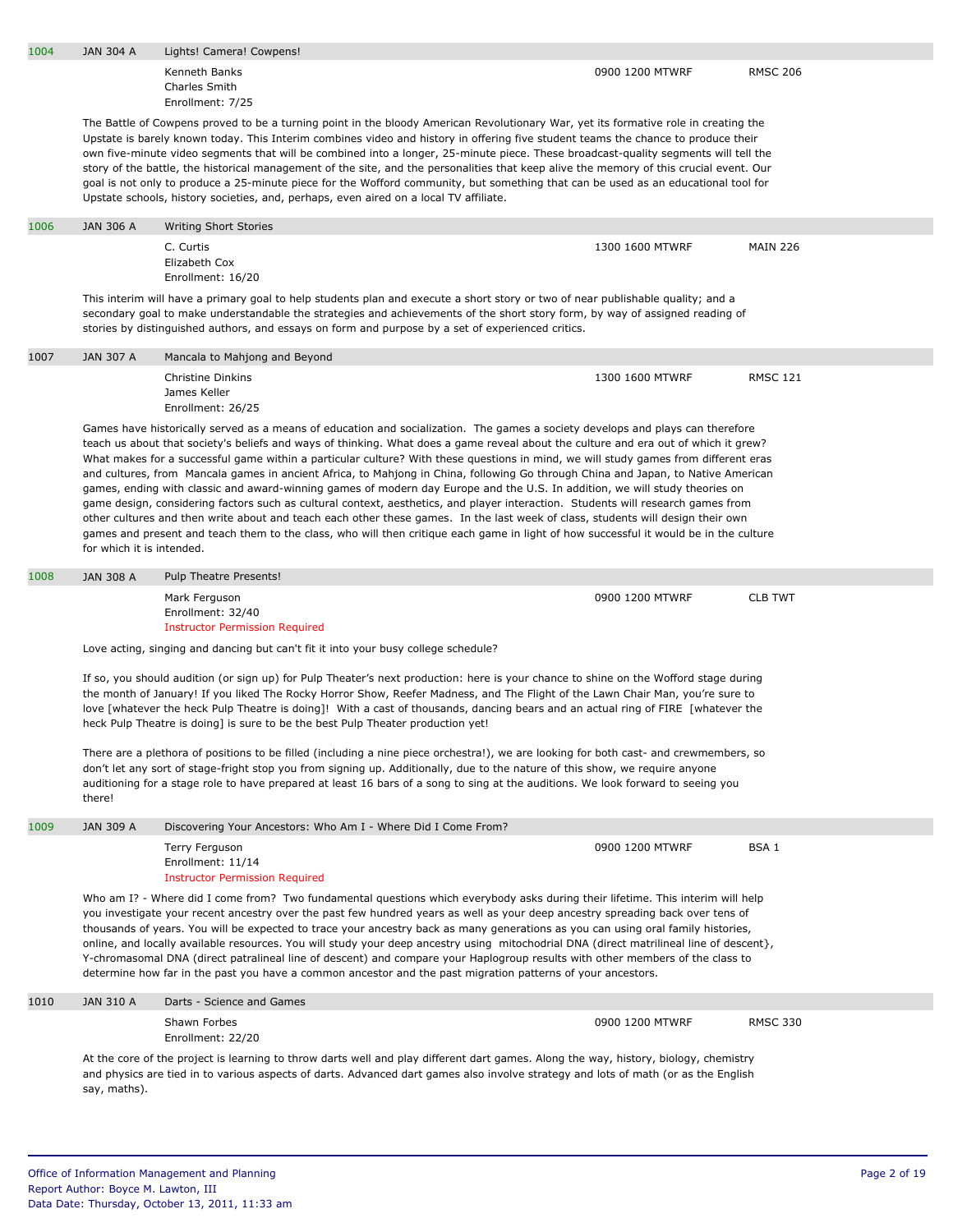| | | | | |
|---|---|---|---|---|
| 1004 | JAN 304 A | Lights! Camera! Cowpens! | | |
| | | Kenneth Banks<br>Charles Smith<br>Enrollment: 7/25 | 0900 1200 MTWRF | RMSC 206 |

The Battle of Cowpens proved to be a turning point in the bloody American Revolutionary War, yet its formative role in creating the Upstate is barely known today. This Interim combines video and history in offering five student teams the chance to produce their own five-minute video segments that will be combined into a longer, 25-minute piece. These broadcast-quality segments will tell the story of the battle, the historical management of the site, and the personalities that keep alive the memory of this crucial event. Our goal is not only to produce a 25-minute piece for the Wofford community, but something that can be used as an educational tool for Upstate schools, history societies, and, perhaps, even aired on a local TV affiliate.

| | | | | |
|---|---|---|---|---|
| 1006 | JAN 306 A | Writing Short Stories | | |
| | | C. Curtis<br>Elizabeth Cox<br>Enrollment: 16/20 | 1300 1600 MTWRF | MAIN 226 |

This interim will have a primary goal to help students plan and execute a short story or two of near publishable quality; and a secondary goal to make understandable the strategies and achievements of the short story form, by way of assigned reading of stories by distinguished authors, and essays on form and purpose by a set of experienced critics.

| | | | | |
|---|---|---|---|---|
| 1007 | JAN 307 A | Mancala to Mahjong and Beyond | | |
| | | Christine Dinkins<br>James Keller<br>Enrollment: 26/25 | 1300 1600 MTWRF | RMSC 121 |

Games have historically served as a means of education and socialization. The games a society develops and plays can therefore teach us about that society's beliefs and ways of thinking. What does a game reveal about the culture and era out of which it grew? What makes for a successful game within a particular culture? With these questions in mind, we will study games from different eras and cultures, from Mancala games in ancient Africa, to Mahjong in China, following Go through China and Japan, to Native American games, ending with classic and award-winning games of modern day Europe and the U.S. In addition, we will study theories on game design, considering factors such as cultural context, aesthetics, and player interaction. Students will research games from other cultures and then write about and teach each other these games. In the last week of class, students will design their own games and present and teach them to the class, who will then critique each game in light of how successful it would be in the culture for which it is intended.

| | | | | |
|---|---|---|---|---|
| 1008 | JAN 308 A | Pulp Theatre Presents! | | |
| | | Mark Ferguson<br>Enrollment: 32/40<br>Instructor Permission Required | 0900 1200 MTWRF | CLB TWT |

Love acting, singing and dancing but can't fit it into your busy college schedule?

If so, you should audition (or sign up) for Pulp Theater's next production: here is your chance to shine on the Wofford stage during the month of January! If you liked The Rocky Horror Show, Reefer Madness, and The Flight of the Lawn Chair Man, you're sure to love [whatever the heck Pulp Theatre is doing]! With a cast of thousands, dancing bears and an actual ring of FIRE [whatever the heck Pulp Theatre is doing] is sure to be the best Pulp Theater production yet!

There are a plethora of positions to be filled (including a nine piece orchestra!), we are looking for both cast- and crewmembers, so don't let any sort of stage-fright stop you from signing up. Additionally, due to the nature of this show, we require anyone auditioning for a stage role to have prepared at least 16 bars of a song to sing at the auditions. We look forward to seeing you there!

| | | | | |
|---|---|---|---|---|
| 1009 | JAN 309 A | Discovering Your Ancestors: Who Am I - Where Did I Come From? | | |
| | | Terry Ferguson<br>Enrollment: 11/14<br>Instructor Permission Required | 0900 1200 MTWRF | BSA 1 |

Who am I? - Where did I come from? Two fundamental questions which everybody asks during their lifetime. This interim will help you investigate your recent ancestry over the past few hundred years as well as your deep ancestry spreading back over tens of thousands of years. You will be expected to trace your ancestry back as many generations as you can using oral family histories, online, and locally available resources. You will study your deep ancestry using mitochondrial DNA (direct matrilineal line of descent}, Y-chromasomal DNA (direct patralineal line of descent) and compare your Haplogroup results with other members of the class to determine how far in the past you have a common ancestor and the past migration patterns of your ancestors.

| | | | | |
|---|---|---|---|---|
| 1010 | JAN 310 A | Darts - Science and Games | | |
| | | Shawn Forbes<br>Enrollment: 22/20 | 0900 1200 MTWRF | RMSC 330 |

At the core of the project is learning to throw darts well and play different dart games. Along the way, history, biology, chemistry and physics are tied in to various aspects of darts. Advanced dart games also involve strategy and lots of math (or as the English say, maths).

Office of Information Management and Planning
Report Author: Boyce M. Lawton, III
Data Date: Thursday, October 13, 2011, 11:33 am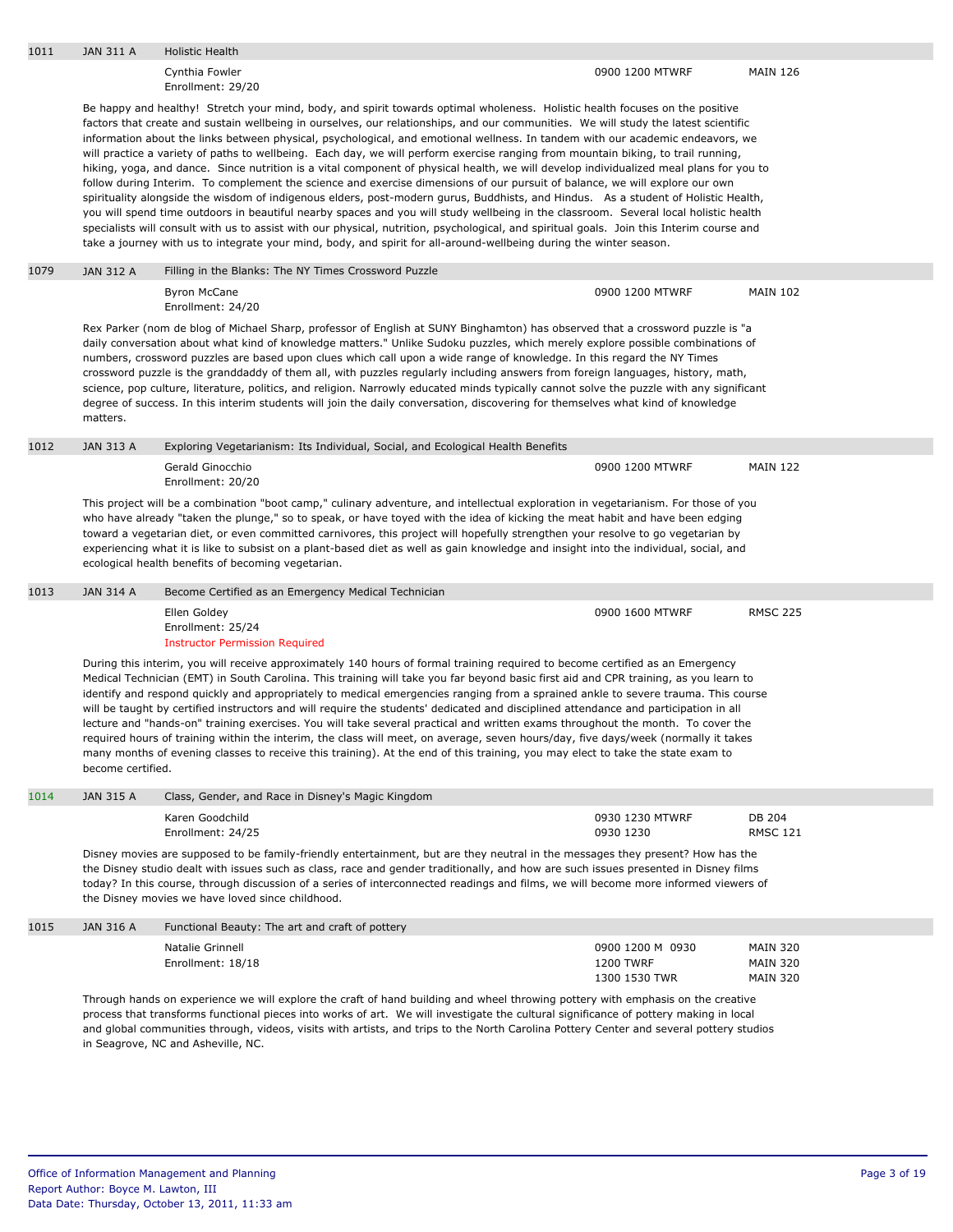| | | | | |
|---|---|---|---|---|
| 1011 | JAN 311 A | Holistic Health | | |
| | | Cynthia Fowler<br>Enrollment: 29/20 | 0900 1200 MTWRF | MAIN 126 |

Be happy and healthy! Stretch your mind, body, and spirit towards optimal wholeness. Holistic health focuses on the positive factors that create and sustain wellbeing in ourselves, our relationships, and our communities. We will study the latest scientific information about the links between physical, psychological, and emotional wellness. In tandem with our academic endeavors, we will practice a variety of paths to wellbeing. Each day, we will perform exercise ranging from mountain biking, to trail running, hiking, yoga, and dance. Since nutrition is a vital component of physical health, we will develop individualized meal plans for you to follow during Interim. To complement the science and exercise dimensions of our pursuit of balance, we will explore our own spirituality alongside the wisdom of indigenous elders, post-modern gurus, Buddhists, and Hindus. As a student of Holistic Health, you will spend time outdoors in beautiful nearby spaces and you will study wellbeing in the classroom. Several local holistic health specialists will consult with us to assist with our physical, nutrition, psychological, and spiritual goals. Join this Interim course and take a journey with us to integrate your mind, body, and spirit for all-around-wellbeing during the winter season.

| | | | | |
|---|---|---|---|---|
| 1079 | JAN 312 A | Filling in the Blanks: The NY Times Crossword Puzzle | | |
| | | Byron McCane<br>Enrollment: 24/20 | 0900 1200 MTWRF | MAIN 102 |

Rex Parker (nom de blog of Michael Sharp, professor of English at SUNY Binghamton) has observed that a crossword puzzle is "a daily conversation about what kind of knowledge matters." Unlike Sudoku puzzles, which merely explore possible combinations of numbers, crossword puzzles are based upon clues which call upon a wide range of knowledge. In this regard the NY Times crossword puzzle is the granddaddy of them all, with puzzles regularly including answers from foreign languages, history, math, science, pop culture, literature, politics, and religion. Narrowly educated minds typically cannot solve the puzzle with any significant degree of success. In this interim students will join the daily conversation, discovering for themselves what kind of knowledge matters.

| | | | | |
|---|---|---|---|---|
| 1012 | JAN 313 A | Exploring Vegetarianism: Its Individual, Social, and Ecological Health Benefits | | |
| | | Gerald Ginocchio<br>Enrollment: 20/20 | 0900 1200 MTWRF | MAIN 122 |

This project will be a combination "boot camp," culinary adventure, and intellectual exploration in vegetarianism. For those of you who have already "taken the plunge," so to speak, or have toyed with the idea of kicking the meat habit and have been edging toward a vegetarian diet, or even committed carnivores, this project will hopefully strengthen your resolve to go vegetarian by experiencing what it is like to subsist on a plant-based diet as well as gain knowledge and insight into the individual, social, and ecological health benefits of becoming vegetarian.

| | | | | |
|---|---|---|---|---|
| 1013 | JAN 314 A | Become Certified as an Emergency Medical Technician | | |
| | | Ellen Goldey<br>Enrollment: 25/24<br>Instructor Permission Required | 0900 1600 MTWRF | RMSC 225 |

During this interim, you will receive approximately 140 hours of formal training required to become certified as an Emergency Medical Technician (EMT) in South Carolina. This training will take you far beyond basic first aid and CPR training, as you learn to identify and respond quickly and appropriately to medical emergencies ranging from a sprained ankle to severe trauma. This course will be taught by certified instructors and will require the students' dedicated and disciplined attendance and participation in all lecture and "hands-on" training exercises. You will take several practical and written exams throughout the month. To cover the required hours of training within the interim, the class will meet, on average, seven hours/day, five days/week (normally it takes many months of evening classes to receive this training). At the end of this training, you may elect to take the state exam to become certified.

| | | | | |
|---|---|---|---|---|
| 1014 | JAN 315 A | Class, Gender, and Race in Disney's Magic Kingdom | | |
| | | Karen Goodchild<br>Enrollment: 24/25 | 0930 1230 MTWRF<br>0930 1230 | DB 204<br>RMSC 121 |

Disney movies are supposed to be family-friendly entertainment, but are they neutral in the messages they present? How has the the Disney studio dealt with issues such as class, race and gender traditionally, and how are such issues presented in Disney films today? In this course, through discussion of a series of interconnected readings and films, we will become more informed viewers of the Disney movies we have loved since childhood.

| | | | | |
|---|---|---|---|---|
| 1015 | JAN 316 A | Functional Beauty: The art and craft of pottery | | |
| | | Natalie Grinnell<br>Enrollment: 18/18 | 0900 1200 M 0930<br>1200 TWRF<br>1300 1530 TWR | MAIN 320<br>MAIN 320<br>MAIN 320 |

Through hands on experience we will explore the craft of hand building and wheel throwing pottery with emphasis on the creative process that transforms functional pieces into works of art. We will investigate the cultural significance of pottery making in local and global communities through, videos, visits with artists, and trips to the North Carolina Pottery Center and several pottery studios in Seagrove, NC and Asheville, NC.

Office of Information Management and Planning
Report Author: Boyce M. Lawton, III
Data Date: Thursday, October 13, 2011, 11:33 am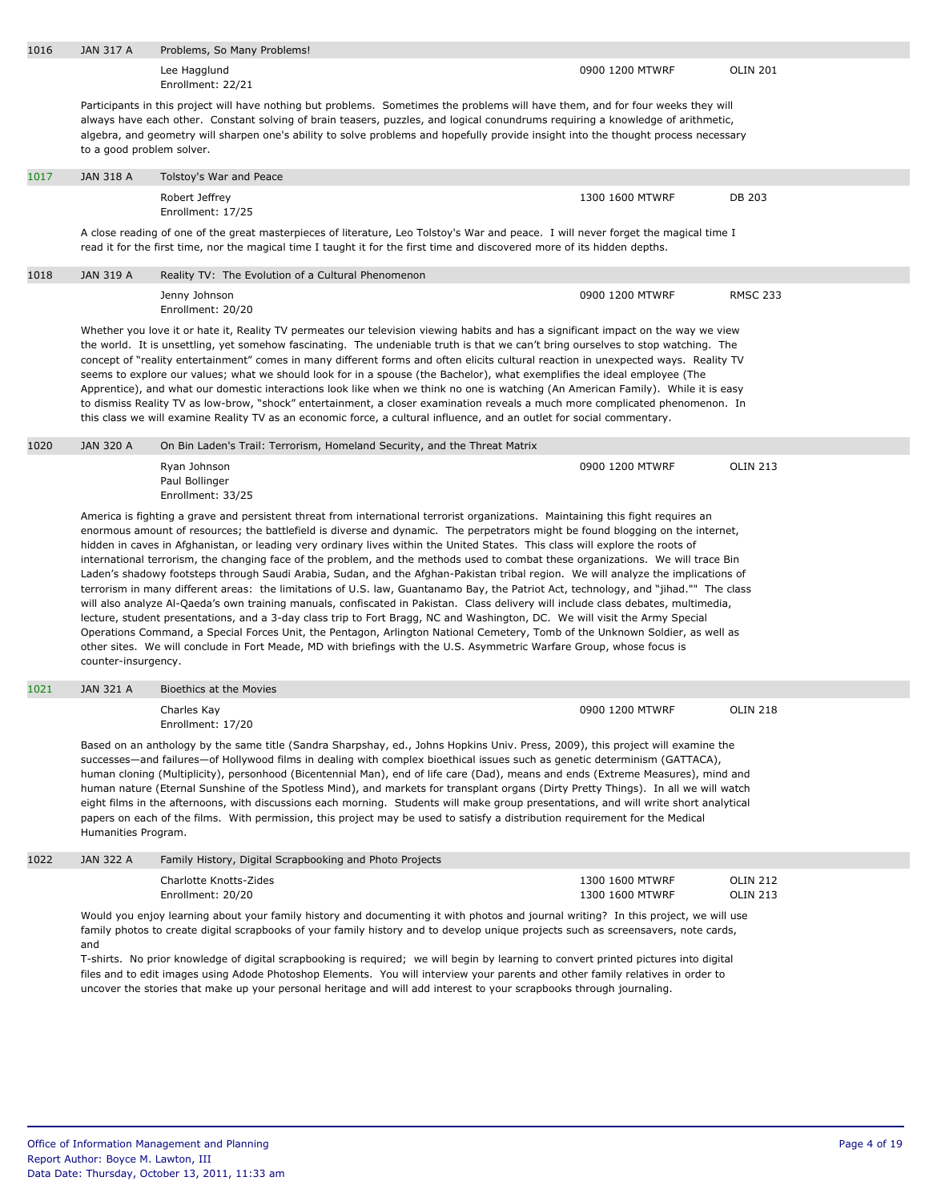| | | | | |
|---|---|---|---|---|
| 1016 | JAN 317 A | Problems, So Many Problems! | | |
| | | Lee Hagglund<br>Enrollment: 22/21 | 0900 1200 MTWRF | OLIN 201 |

Participants in this project will have nothing but problems. Sometimes the problems will have them, and for four weeks they will always have each other. Constant solving of brain teasers, puzzles, and logical conundrums requiring a knowledge of arithmetic, algebra, and geometry will sharpen one's ability to solve problems and hopefully provide insight into the thought process necessary to a good problem solver.

| | | | | |
|---|---|---|---|---|
| 1017 | JAN 318 A | Tolstoy's War and Peace | | |
| | | Robert Jeffrey<br>Enrollment: 17/25 | 1300 1600 MTWRF | DB 203 |

A close reading of one of the great masterpieces of literature, Leo Tolstoy's War and peace. I will never forget the magical time I read it for the first time, nor the magical time I taught it for the first time and discovered more of its hidden depths.

| | | | | |
|---|---|---|---|---|
| 1018 | JAN 319 A | Reality TV: The Evolution of a Cultural Phenomenon | | |
| | | Jenny Johnson<br>Enrollment: 20/20 | 0900 1200 MTWRF | RMSC 233 |

Whether you love it or hate it, Reality TV permeates our television viewing habits and has a significant impact on the way we view the world. It is unsettling, yet somehow fascinating. The undeniable truth is that we can't bring ourselves to stop watching. The concept of "reality entertainment" comes in many different forms and often elicits cultural reaction in unexpected ways. Reality TV seems to explore our values; what we should look for in a spouse (the Bachelor), what exemplifies the ideal employee (The Apprentice), and what our domestic interactions look like when we think no one is watching (An American Family). While it is easy to dismiss Reality TV as low-brow, "shock" entertainment, a closer examination reveals a much more complicated phenomenon. In this class we will examine Reality TV as an economic force, a cultural influence, and an outlet for social commentary.

| | | | | |
|---|---|---|---|---|
| 1020 | JAN 320 A | On Bin Laden's Trail: Terrorism, Homeland Security, and the Threat Matrix | | |
| | | Ryan Johnson<br>Paul Bollinger<br>Enrollment: 33/25 | 0900 1200 MTWRF | OLIN 213 |

America is fighting a grave and persistent threat from international terrorist organizations. Maintaining this fight requires an enormous amount of resources; the battlefield is diverse and dynamic. The perpetrators might be found blogging on the internet, hidden in caves in Afghanistan, or leading very ordinary lives within the United States. This class will explore the roots of international terrorism, the changing face of the problem, and the methods used to combat these organizations. We will trace Bin Laden's shadowy footsteps through Saudi Arabia, Sudan, and the Afghan-Pakistan tribal region. We will analyze the implications of terrorism in many different areas: the limitations of U.S. law, Guantanamo Bay, the Patriot Act, technology, and "jihad."" The class will also analyze Al-Qaeda's own training manuals, confiscated in Pakistan. Class delivery will include class debates, multimedia, lecture, student presentations, and a 3-day class trip to Fort Bragg, NC and Washington, DC. We will visit the Army Special Operations Command, a Special Forces Unit, the Pentagon, Arlington National Cemetery, Tomb of the Unknown Soldier, as well as other sites. We will conclude in Fort Meade, MD with briefings with the U.S. Asymmetric Warfare Group, whose focus is counter-insurgency.

| | | | | |
|---|---|---|---|---|
| 1021 | JAN 321 A | Bioethics at the Movies | | |
| | | Charles Kay<br>Enrollment: 17/20 | 0900 1200 MTWRF | OLIN 218 |

Based on an anthology by the same title (Sandra Sharpshay, ed., Johns Hopkins Univ. Press, 2009), this project will examine the successes—and failures—of Hollywood films in dealing with complex bioethical issues such as genetic determinism (GATTACA), human cloning (Multiplicity), personhood (Bicentennial Man), end of life care (Dad), means and ends (Extreme Measures), mind and human nature (Eternal Sunshine of the Spotless Mind), and markets for transplant organs (Dirty Pretty Things). In all we will watch eight films in the afternoons, with discussions each morning. Students will make group presentations, and will write short analytical papers on each of the films. With permission, this project may be used to satisfy a distribution requirement for the Medical Humanities Program.

| | | | | |
|---|---|---|---|---|
| 1022 | JAN 322 A | Family History, Digital Scrapbooking and Photo Projects | | |
| | | Charlotte Knotts-Zides<br>Enrollment: 20/20 | 1300 1600 MTWRF<br>1300 1600 MTWRF | OLIN 212<br>OLIN 213 |

Would you enjoy learning about your family history and documenting it with photos and journal writing? In this project, we will use family photos to create digital scrapbooks of your family history and to develop unique projects such as screensavers, note cards, and
T-shirts. No prior knowledge of digital scrapbooking is required; we will begin by learning to convert printed pictures into digital files and to edit images using Adode Photoshop Elements. You will interview your parents and other family relatives in order to uncover the stories that make up your personal heritage and will add interest to your scrapbooks through journaling.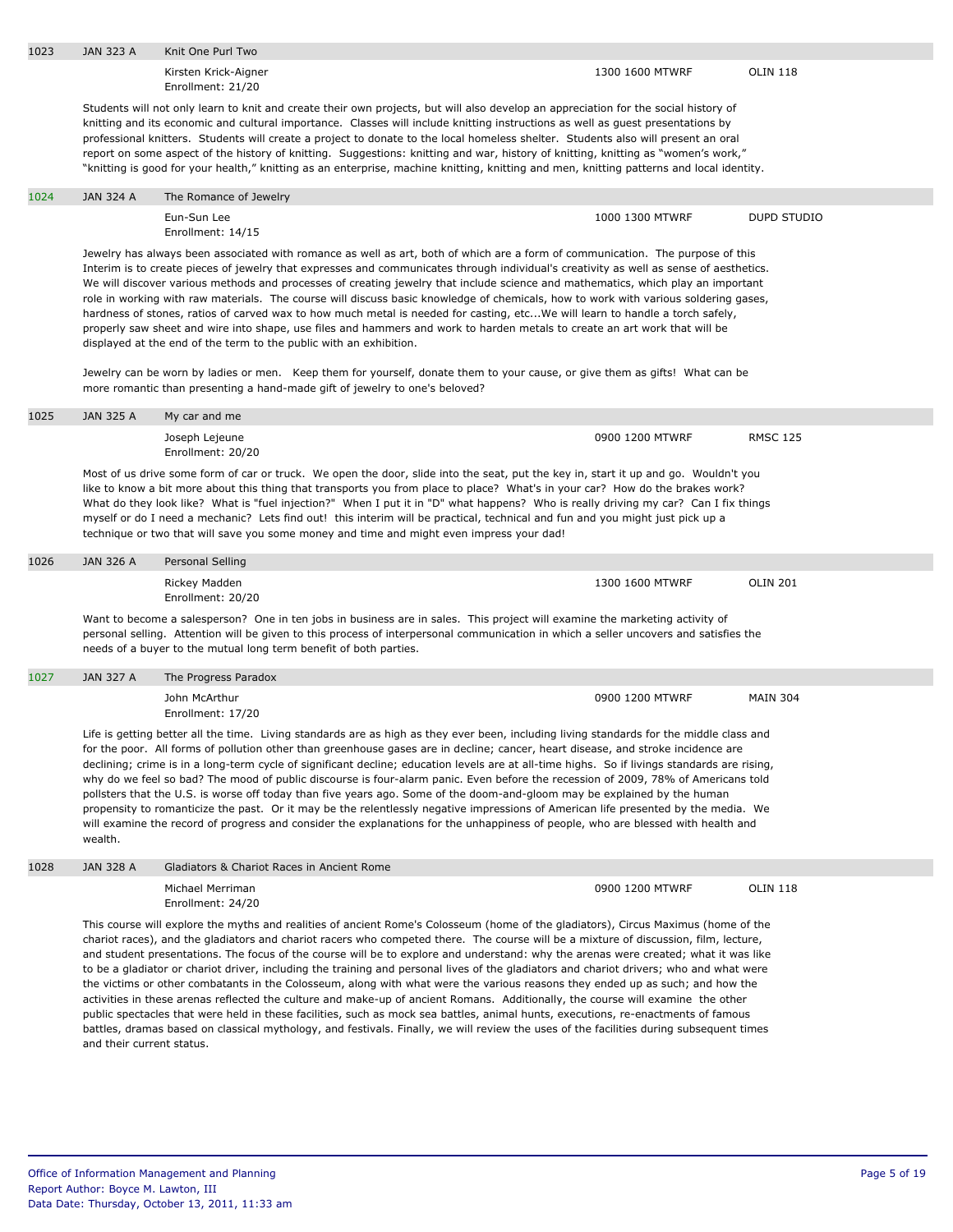| | | | | |
|---|---|---|---|---|
| 1023 | JAN 323 A | Knit One Purl Two | | |
| | | Kirsten Krick-Aigner<br>Enrollment: 21/20 | 1300 1600 MTWRF | OLIN 118 |

Students will not only learn to knit and create their own projects, but will also develop an appreciation for the social history of knitting and its economic and cultural importance. Classes will include knitting instructions as well as guest presentations by professional knitters. Students will create a project to donate to the local homeless shelter. Students also will present an oral report on some aspect of the history of knitting. Suggestions: knitting and war, history of knitting, knitting as "women's work," "knitting is good for your health," knitting as an enterprise, machine knitting, knitting and men, knitting patterns and local identity.

| | | | | |
|---|---|---|---|---|
| 1024 | JAN 324 A | The Romance of Jewelry | | |
| | | Eun-Sun Lee<br>Enrollment: 14/15 | 1000 1300 MTWRF | DUPD STUDIO |

Jewelry has always been associated with romance as well as art, both of which are a form of communication. The purpose of this Interim is to create pieces of jewelry that expresses and communicates through individual's creativity as well as sense of aesthetics. We will discover various methods and processes of creating jewelry that include science and mathematics, which play an important role in working with raw materials. The course will discuss basic knowledge of chemicals, how to work with various soldering gases, hardness of stones, ratios of carved wax to how much metal is needed for casting, etc...We will learn to handle a torch safely, properly saw sheet and wire into shape, use files and hammers and work to harden metals to create an art work that will be displayed at the end of the term to the public with an exhibition.

Jewelry can be worn by ladies or men. Keep them for yourself, donate them to your cause, or give them as gifts! What can be more romantic than presenting a hand-made gift of jewelry to one's beloved?

| | | | | |
|---|---|---|---|---|
| 1025 | JAN 325 A | My car and me | | |
| | | Joseph Lejeune<br>Enrollment: 20/20 | 0900 1200 MTWRF | RMSC 125 |

Most of us drive some form of car or truck. We open the door, slide into the seat, put the key in, start it up and go. Wouldn't you like to know a bit more about this thing that transports you from place to place? What's in your car? How do the brakes work? What do they look like? What is "fuel injection?" When I put it in "D" what happens? Who is really driving my car? Can I fix things myself or do I need a mechanic? Lets find out! this interim will be practical, technical and fun and you might just pick up a technique or two that will save you some money and time and might even impress your dad!

| | | | | |
|---|---|---|---|---|
| 1026 | JAN 326 A | Personal Selling | | |
| | | Rickey Madden<br>Enrollment: 20/20 | 1300 1600 MTWRF | OLIN 201 |

Want to become a salesperson? One in ten jobs in business are in sales. This project will examine the marketing activity of personal selling. Attention will be given to this process of interpersonal communication in which a seller uncovers and satisfies the needs of a buyer to the mutual long term benefit of both parties.

| | | | | |
|---|---|---|---|---|
| 1027 | JAN 327 A | The Progress Paradox | | |
| | | John McArthur<br>Enrollment: 17/20 | 0900 1200 MTWRF | MAIN 304 |

Life is getting better all the time. Living standards are as high as they ever been, including living standards for the middle class and for the poor. All forms of pollution other than greenhouse gases are in decline; cancer, heart disease, and stroke incidence are declining; crime is in a long-term cycle of significant decline; education levels are at all-time highs. So if livings standards are rising, why do we feel so bad? The mood of public discourse is four-alarm panic. Even before the recession of 2009, 78% of Americans told pollsters that the U.S. is worse off today than five years ago. Some of the doom-and-gloom may be explained by the human propensity to romanticize the past. Or it may be the relentlessly negative impressions of American life presented by the media. We will examine the record of progress and consider the explanations for the unhappiness of people, who are blessed with health and wealth.

| | | | | |
|---|---|---|---|---|
| 1028 | JAN 328 A | Gladiators & Chariot Races in Ancient Rome | | |
| | | Michael Merriman<br>Enrollment: 24/20 | 0900 1200 MTWRF | OLIN 118 |

This course will explore the myths and realities of ancient Rome's Colosseum (home of the gladiators), Circus Maximus (home of the chariot races), and the gladiators and chariot racers who competed there. The course will be a mixture of discussion, film, lecture, and student presentations. The focus of the course will be to explore and understand: why the arenas were created; what it was like to be a gladiator or chariot driver, including the training and personal lives of the gladiators and chariot drivers; who and what were the victims or other combatants in the Colosseum, along with what were the various reasons they ended up as such; and how the activities in these arenas reflected the culture and make-up of ancient Romans. Additionally, the course will examine the other public spectacles that were held in these facilities, such as mock sea battles, animal hunts, executions, re-enactments of famous battles, dramas based on classical mythology, and festivals. Finally, we will review the uses of the facilities during subsequent times and their current status.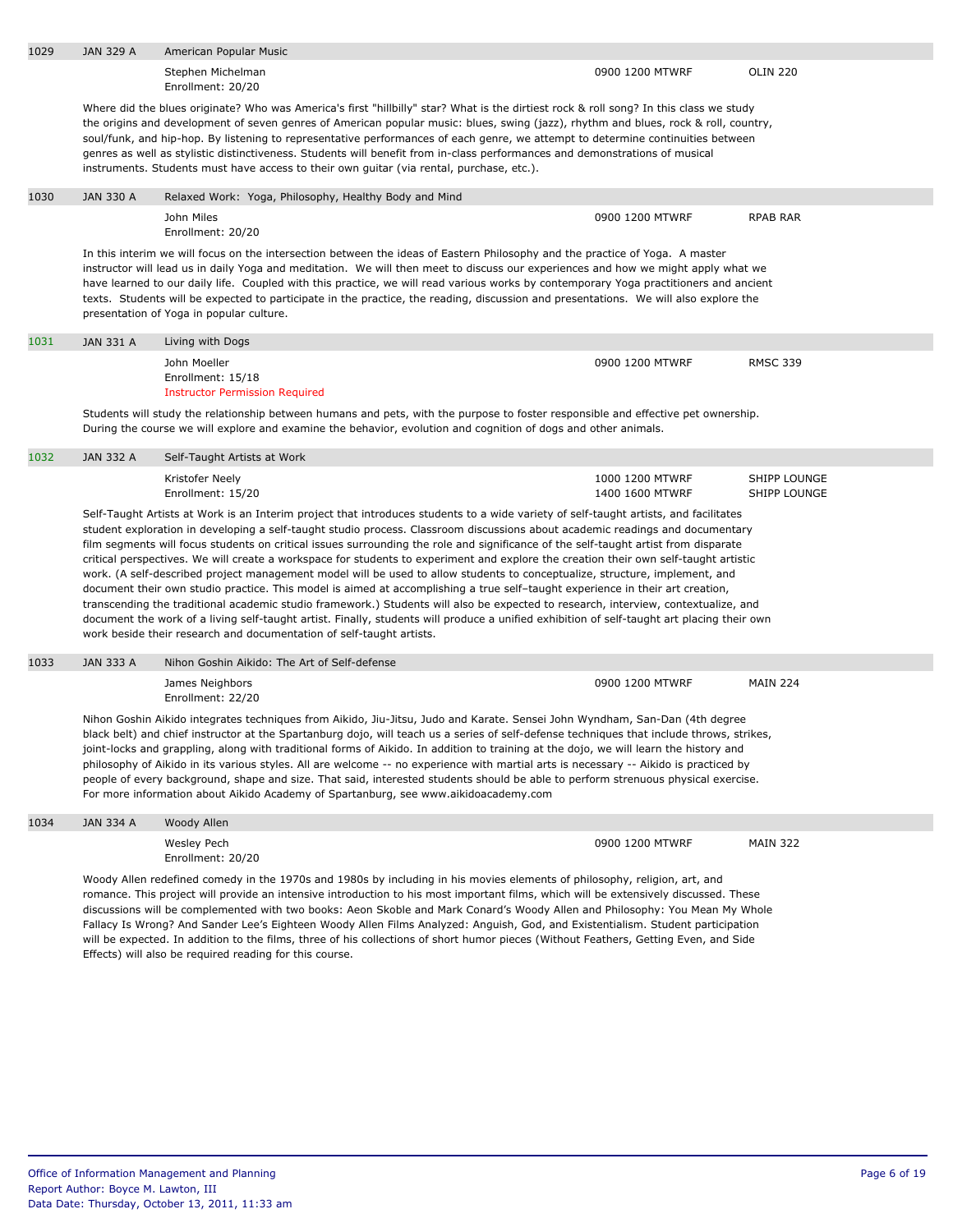| | | | | |
|---|---|---|---|---|
| 1029 | JAN 329 A | American Popular Music | | |
| | | Stephen Michelman<br>Enrollment: 20/20 | 0900 1200 MTWRF | OLIN 220 |

Where did the blues originate? Who was America's first "hillbilly" star? What is the dirtiest rock & roll song? In this class we study the origins and development of seven genres of American popular music: blues, swing (jazz), rhythm and blues, rock & roll, country, soul/funk, and hip-hop. By listening to representative performances of each genre, we attempt to determine continuities between genres as well as stylistic distinctiveness. Students will benefit from in-class performances and demonstrations of musical instruments. Students must have access to their own guitar (via rental, purchase, etc.).

| | | | | |
|---|---|---|---|---|
| 1030 | JAN 330 A | Relaxed Work: Yoga, Philosophy, Healthy Body and Mind | | |
| | | John Miles<br>Enrollment: 20/20 | 0900 1200 MTWRF | RPAB RAR |

In this interim we will focus on the intersection between the ideas of Eastern Philosophy and the practice of Yoga. A master instructor will lead us in daily Yoga and meditation. We will then meet to discuss our experiences and how we might apply what we have learned to our daily life. Coupled with this practice, we will read various works by contemporary Yoga practitioners and ancient texts. Students will be expected to participate in the practice, the reading, discussion and presentations. We will also explore the presentation of Yoga in popular culture.

| | | | | |
|---|---|---|---|---|
| 1031 | JAN 331 A | Living with Dogs | | |
| | | John Moeller<br>Enrollment: 15/18<br>Instructor Permission Required | 0900 1200 MTWRF | RMSC 339 |

Students will study the relationship between humans and pets, with the purpose to foster responsible and effective pet ownership. During the course we will explore and examine the behavior, evolution and cognition of dogs and other animals.

| | | | | |
|---|---|---|---|---|
| 1032 | JAN 332 A | Self-Taught Artists at Work | | |
| | | Kristofer Neely<br>Enrollment: 15/20 | 1000 1200 MTWRF<br>1400 1600 MTWRF | SHIPP LOUNGE<br>SHIPP LOUNGE |

Self-Taught Artists at Work is an Interim project that introduces students to a wide variety of self-taught artists, and facilitates student exploration in developing a self-taught studio process. Classroom discussions about academic readings and documentary film segments will focus students on critical issues surrounding the role and significance of the self-taught artist from disparate critical perspectives. We will create a workspace for students to experiment and explore the creation their own self-taught artistic work. (A self-described project management model will be used to allow students to conceptualize, structure, implement, and document their own studio practice. This model is aimed at accomplishing a true self–taught experience in their art creation, transcending the traditional academic studio framework.) Students will also be expected to research, interview, contextualize, and document the work of a living self-taught artist. Finally, students will produce a unified exhibition of self-taught art placing their own work beside their research and documentation of self-taught artists.

| | | | | |
|---|---|---|---|---|
| 1033 | JAN 333 A | Nihon Goshin Aikido: The Art of Self-defense | | |
| | | James Neighbors<br>Enrollment: 22/20 | 0900 1200 MTWRF | MAIN 224 |

Nihon Goshin Aikido integrates techniques from Aikido, Jiu-Jitsu, Judo and Karate. Sensei John Wyndham, San-Dan (4th degree black belt) and chief instructor at the Spartanburg dojo, will teach us a series of self-defense techniques that include throws, strikes, joint-locks and grappling, along with traditional forms of Aikido. In addition to training at the dojo, we will learn the history and philosophy of Aikido in its various styles. All are welcome -- no experience with martial arts is necessary -- Aikido is practiced by people of every background, shape and size. That said, interested students should be able to perform strenuous physical exercise. For more information about Aikido Academy of Spartanburg, see www.aikidoacademy.com

| | | | | |
|---|---|---|---|---|
| 1034 | JAN 334 A | Woody Allen | | |
| | | Wesley Pech<br>Enrollment: 20/20 | 0900 1200 MTWRF | MAIN 322 |

Woody Allen redefined comedy in the 1970s and 1980s by including in his movies elements of philosophy, religion, art, and romance. This project will provide an intensive introduction to his most important films, which will be extensively discussed. These discussions will be complemented with two books: Aeon Skoble and Mark Conard's Woody Allen and Philosophy: You Mean My Whole Fallacy Is Wrong? And Sander Lee's Eighteen Woody Allen Films Analyzed: Anguish, God, and Existentialism. Student participation will be expected. In addition to the films, three of his collections of short humor pieces (Without Feathers, Getting Even, and Side Effects) will also be required reading for this course.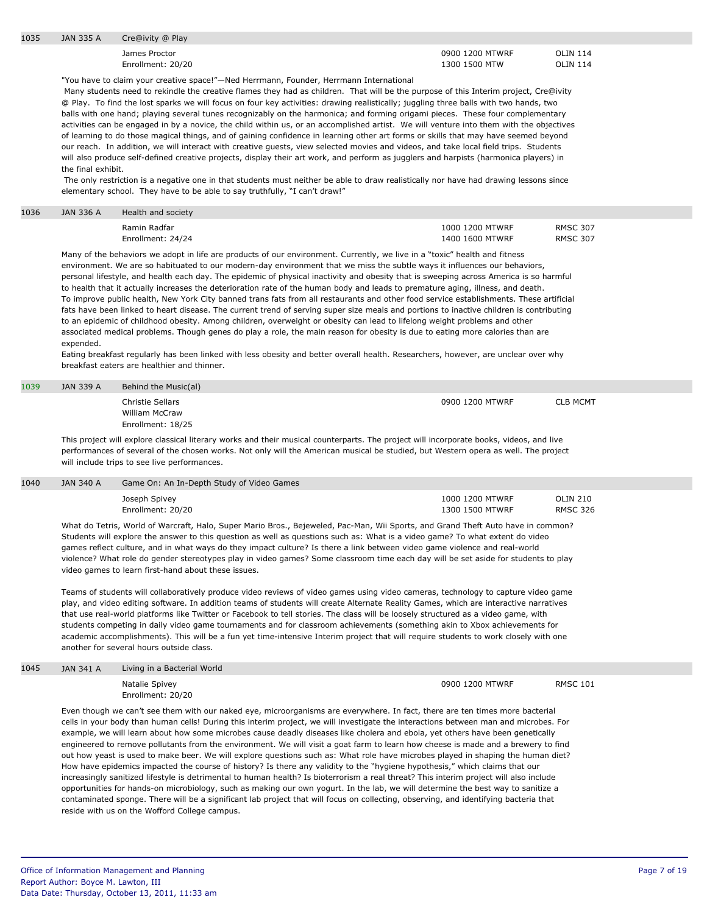## 1035 JAN 335 A Cre@ivity @ Play

James Proctor — 0900 1200 MTWRF — OLIN 114
Enrollment: 20/20 — 1300 1500 MTW — OLIN 114

"You have to claim your creative space!"—Ned Herrmann, Founder, Herrmann International

Many students need to rekindle the creative flames they had as children. That will be the purpose of this Interim project, Cre@ivity @ Play. To find the lost sparks we will focus on four key activities: drawing realistically; juggling three balls with two hands, two balls with one hand; playing several tunes recognizably on the harmonica; and forming origami pieces. These four complementary activities can be engaged in by a novice, the child within us, or an accomplished artist. We will venture into them with the objectives of learning to do those magical things, and of gaining confidence in learning other art forms or skills that may have seemed beyond our reach. In addition, we will interact with creative guests, view selected movies and videos, and take local field trips. Students will also produce self-defined creative projects, display their art work, and perform as jugglers and harpists (harmonica players) in the final exhibit.

The only restriction is a negative one in that students must neither be able to draw realistically nor have had drawing lessons since elementary school. They have to be able to say truthfully, "I can't draw!"

## 1036 JAN 336 A Health and society

Ramin Radfar — 1000 1200 MTWRF — RMSC 307
Enrollment: 24/24 — 1400 1600 MTWRF — RMSC 307

Many of the behaviors we adopt in life are products of our environment. Currently, we live in a "toxic" health and fitness environment. We are so habituated to our modern-day environment that we miss the subtle ways it influences our behaviors, personal lifestyle, and health each day. The epidemic of physical inactivity and obesity that is sweeping across America is so harmful to health that it actually increases the deterioration rate of the human body and leads to premature aging, illness, and death. To improve public health, New York City banned trans fats from all restaurants and other food service establishments. These artificial fats have been linked to heart disease. The current trend of serving super size meals and portions to inactive children is contributing to an epidemic of childhood obesity. Among children, overweight or obesity can lead to lifelong weight problems and other associated medical problems. Though genes do play a role, the main reason for obesity is due to eating more calories than are expended.

Eating breakfast regularly has been linked with less obesity and better overall health. Researchers, however, are unclear over why breakfast eaters are healthier and thinner.

## 1039 JAN 339 A Behind the Music(al)

Christie Sellars — 0900 1200 MTWRF — CLB MCMT
William McCraw
Enrollment: 18/25

This project will explore classical literary works and their musical counterparts. The project will incorporate books, videos, and live performances of several of the chosen works. Not only will the American musical be studied, but Western opera as well. The project will include trips to see live performances.

## 1040 JAN 340 A Game On: An In-Depth Study of Video Games

Joseph Spivey — 1000 1200 MTWRF — OLIN 210
Enrollment: 20/20 — 1300 1500 MTWRF — RMSC 326

What do Tetris, World of Warcraft, Halo, Super Mario Bros., Bejeweled, Pac-Man, Wii Sports, and Grand Theft Auto have in common? Students will explore the answer to this question as well as questions such as: What is a video game? To what extent do video games reflect culture, and in what ways do they impact culture? Is there a link between video game violence and real-world violence? What role do gender stereotypes play in video games? Some classroom time each day will be set aside for students to play video games to learn first-hand about these issues.

Teams of students will collaboratively produce video reviews of video games using video cameras, technology to capture video game play, and video editing software. In addition teams of students will create Alternate Reality Games, which are interactive narratives that use real-world platforms like Twitter or Facebook to tell stories. The class will be loosely structured as a video game, with students competing in daily video game tournaments and for classroom achievements (something akin to Xbox achievements for academic accomplishments). This will be a fun yet time-intensive Interim project that will require students to work closely with one another for several hours outside class.

## 1045 JAN 341 A Living in a Bacterial World

Natalie Spivey — 0900 1200 MTWRF — RMSC 101
Enrollment: 20/20

Even though we can't see them with our naked eye, microorganisms are everywhere. In fact, there are ten times more bacterial cells in your body than human cells! During this interim project, we will investigate the interactions between man and microbes. For example, we will learn about how some microbes cause deadly diseases like cholera and ebola, yet others have been genetically engineered to remove pollutants from the environment. We will visit a goat farm to learn how cheese is made and a brewery to find out how yeast is used to make beer. We will explore questions such as: What role have microbes played in shaping the human diet? How have epidemics impacted the course of history? Is there any validity to the "hygiene hypothesis," which claims that our increasingly sanitized lifestyle is detrimental to human health? Is bioterrorism a real threat? This interim project will also include opportunities for hands-on microbiology, such as making our own yogurt. In the lab, we will determine the best way to sanitize a contaminated sponge. There will be a significant lab project that will focus on collecting, observing, and identifying bacteria that reside with us on the Wofford College campus.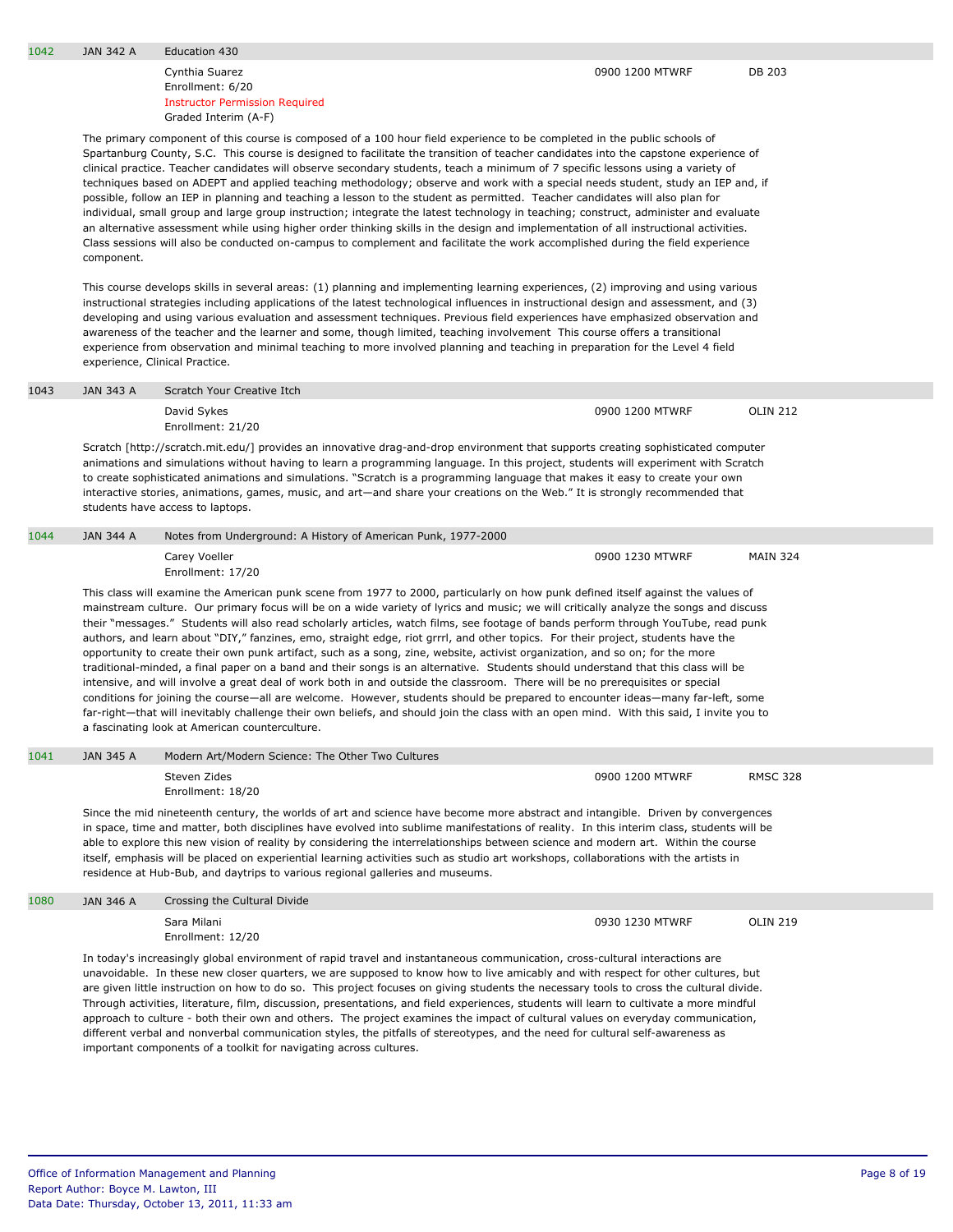## 1042 JAN 342 A Education 430

Cynthia Suarez | 0900 1200 MTWRF | DB 203

Enrollment: 6/20

Instructor Permission Required

Graded Interim (A-F)

The primary component of this course is composed of a 100 hour field experience to be completed in the public schools of Spartanburg County, S.C. This course is designed to facilitate the transition of teacher candidates into the capstone experience of clinical practice. Teacher candidates will observe secondary students, teach a minimum of 7 specific lessons using a variety of techniques based on ADEPT and applied teaching methodology; observe and work with a special needs student, study an IEP and, if possible, follow an IEP in planning and teaching a lesson to the student as permitted. Teacher candidates will also plan for individual, small group and large group instruction; integrate the latest technology in teaching; construct, administer and evaluate an alternative assessment while using higher order thinking skills in the design and implementation of all instructional activities. Class sessions will also be conducted on-campus to complement and facilitate the work accomplished during the field experience component.

This course develops skills in several areas: (1) planning and implementing learning experiences, (2) improving and using various instructional strategies including applications of the latest technological influences in instructional design and assessment, and (3) developing and using various evaluation and assessment techniques. Previous field experiences have emphasized observation and awareness of the teacher and the learner and some, though limited, teaching involvement This course offers a transitional experience from observation and minimal teaching to more involved planning and teaching in preparation for the Level 4 field experience, Clinical Practice.

## 1043 JAN 343 A Scratch Your Creative Itch

David Sykes | 0900 1200 MTWRF | OLIN 212

Enrollment: 21/20

Scratch [http://scratch.mit.edu/] provides an innovative drag-and-drop environment that supports creating sophisticated computer animations and simulations without having to learn a programming language. In this project, students will experiment with Scratch to create sophisticated animations and simulations. “Scratch is a programming language that makes it easy to create your own interactive stories, animations, games, music, and art—and share your creations on the Web.” It is strongly recommended that students have access to laptops.

## 1044 JAN 344 A Notes from Underground: A History of American Punk, 1977-2000

Carey Voeller | 0900 1230 MTWRF | MAIN 324

Enrollment: 17/20

This class will examine the American punk scene from 1977 to 2000, particularly on how punk defined itself against the values of mainstream culture. Our primary focus will be on a wide variety of lyrics and music; we will critically analyze the songs and discuss their “messages.” Students will also read scholarly articles, watch films, see footage of bands perform through YouTube, read punk authors, and learn about “DIY,” fanzines, emo, straight edge, riot grrrl, and other topics. For their project, students have the opportunity to create their own punk artifact, such as a song, zine, website, activist organization, and so on; for the more traditional-minded, a final paper on a band and their songs is an alternative. Students should understand that this class will be intensive, and will involve a great deal of work both in and outside the classroom. There will be no prerequisites or special conditions for joining the course—all are welcome. However, students should be prepared to encounter ideas—many far-left, some far-right—that will inevitably challenge their own beliefs, and should join the class with an open mind. With this said, I invite you to a fascinating look at American counterculture.

## 1041 JAN 345 A Modern Art/Modern Science: The Other Two Cultures

Steven Zides | 0900 1200 MTWRF | RMSC 328

Enrollment: 18/20

Since the mid nineteenth century, the worlds of art and science have become more abstract and intangible. Driven by convergences in space, time and matter, both disciplines have evolved into sublime manifestations of reality. In this interim class, students will be able to explore this new vision of reality by considering the interrelationships between science and modern art. Within the course itself, emphasis will be placed on experiential learning activities such as studio art workshops, collaborations with the artists in residence at Hub-Bub, and daytrips to various regional galleries and museums.

## 1080 JAN 346 A Crossing the Cultural Divide

Sara Milani | 0930 1230 MTWRF | OLIN 219

Enrollment: 12/20

In today's increasingly global environment of rapid travel and instantaneous communication, cross-cultural interactions are unavoidable. In these new closer quarters, we are supposed to know how to live amicably and with respect for other cultures, but are given little instruction on how to do so. This project focuses on giving students the necessary tools to cross the cultural divide. Through activities, literature, film, discussion, presentations, and field experiences, students will learn to cultivate a more mindful approach to culture - both their own and others. The project examines the impact of cultural values on everyday communication, different verbal and nonverbal communication styles, the pitfalls of stereotypes, and the need for cultural self-awareness as important components of a toolkit for navigating across cultures.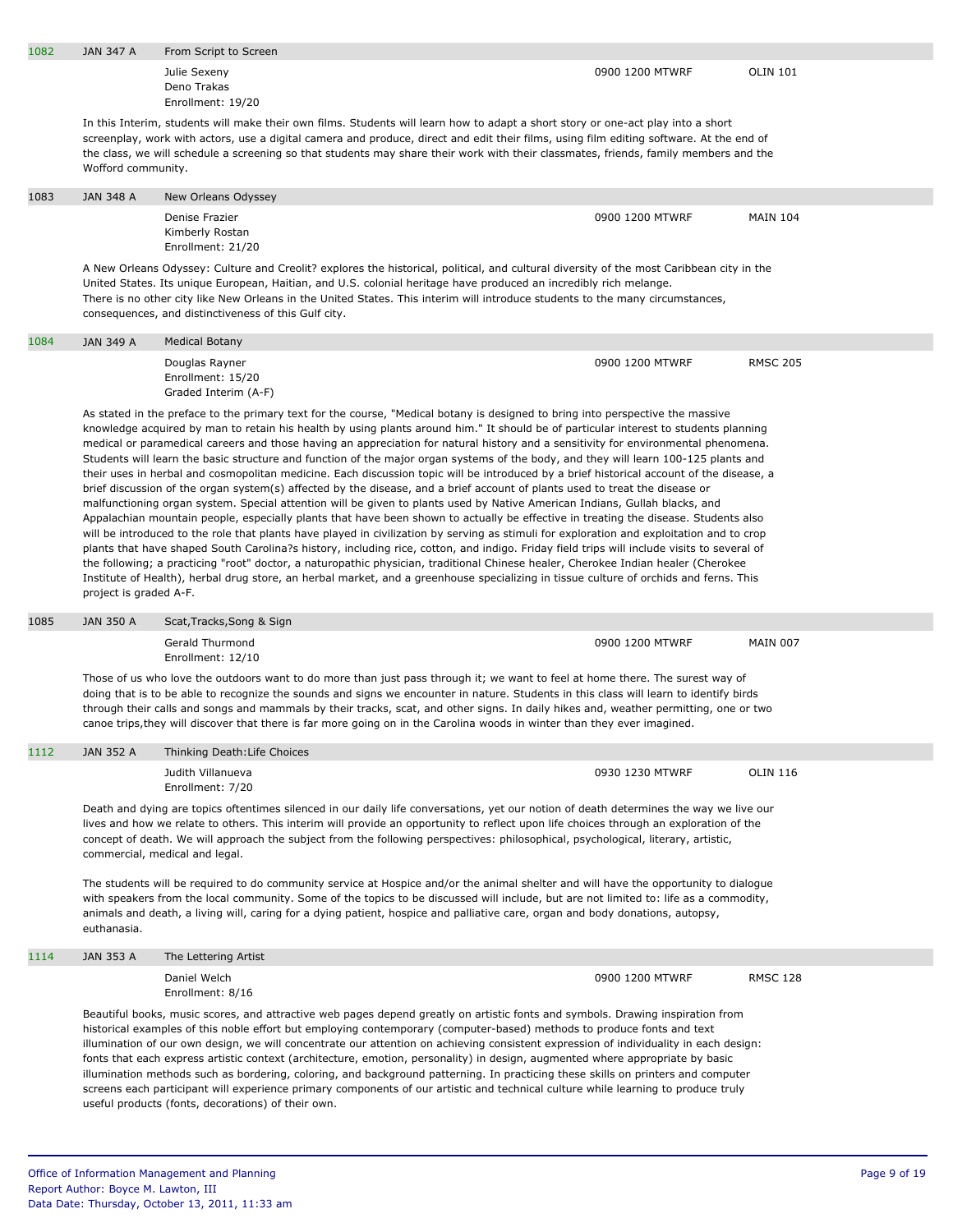| | | | | |
|---|---|---|---|---|
| 1082 | JAN 347 A | From Script to Screen | | |
| | | Julie Sexeny<br>Deno Trakas<br>Enrollment: 19/20 | 0900 1200 MTWRF | OLIN 101 |

In this Interim, students will make their own films. Students will learn how to adapt a short story or one-act play into a short screenplay, work with actors, use a digital camera and produce, direct and edit their films, using film editing software. At the end of the class, we will schedule a screening so that students may share their work with their classmates, friends, family members and the Wofford community.

| | | | | |
|---|---|---|---|---|
| 1083 | JAN 348 A | New Orleans Odyssey | | |
| | | Denise Frazier<br>Kimberly Rostan<br>Enrollment: 21/20 | 0900 1200 MTWRF | MAIN 104 |

A New Orleans Odyssey: Culture and Creolit? explores the historical, political, and cultural diversity of the most Caribbean city in the United States. Its unique European, Haitian, and U.S. colonial heritage have produced an incredibly rich melange.
There is no other city like New Orleans in the United States. This interim will introduce students to the many circumstances, consequences, and distinctiveness of this Gulf city.

| | | | | |
|---|---|---|---|---|
| 1084 | JAN 349 A | Medical Botany | | |
| | | Douglas Rayner<br>Enrollment: 15/20<br>Graded Interim (A-F) | 0900 1200 MTWRF | RMSC 205 |

As stated in the preface to the primary text for the course, "Medical botany is designed to bring into perspective the massive knowledge acquired by man to retain his health by using plants around him." It should be of particular interest to students planning medical or paramedical careers and those having an appreciation for natural history and a sensitivity for environmental phenomena. Students will learn the basic structure and function of the major organ systems of the body, and they will learn 100-125 plants and their uses in herbal and cosmopolitan medicine. Each discussion topic will be introduced by a brief historical account of the disease, a brief discussion of the organ system(s) affected by the disease, and a brief account of plants used to treat the disease or malfunctioning organ system. Special attention will be given to plants used by Native American Indians, Gullah blacks, and Appalachian mountain people, especially plants that have been shown to actually be effective in treating the disease. Students also will be introduced to the role that plants have played in civilization by serving as stimuli for exploration and exploitation and to crop plants that have shaped South Carolina?s history, including rice, cotton, and indigo. Friday field trips will include visits to several of the following; a practicing "root" doctor, a naturopathic physician, traditional Chinese healer, Cherokee Indian healer (Cherokee Institute of Health), herbal drug store, an herbal market, and a greenhouse specializing in tissue culture of orchids and ferns. This project is graded A-F.

| | | | | |
|---|---|---|---|---|
| 1085 | JAN 350 A | Scat,Tracks,Song & Sign | | |
| | | Gerald Thurmond<br>Enrollment: 12/10 | 0900 1200 MTWRF | MAIN 007 |

Those of us who love the outdoors want to do more than just pass through it; we want to feel at home there. The surest way of doing that is to be able to recognize the sounds and signs we encounter in nature. Students in this class will learn to identify birds through their calls and songs and mammals by their tracks, scat, and other signs. In daily hikes and, weather permitting, one or two canoe trips,they will discover that there is far more going on in the Carolina woods in winter than they ever imagined.

| | | | | |
|---|---|---|---|---|
| 1112 | JAN 352 A | Thinking Death:Life Choices | | |
| | | Judith Villanueva<br>Enrollment: 7/20 | 0930 1230 MTWRF | OLIN 116 |

Death and dying are topics oftentimes silenced in our daily life conversations, yet our notion of death determines the way we live our lives and how we relate to others. This interim will provide an opportunity to reflect upon life choices through an exploration of the concept of death. We will approach the subject from the following perspectives: philosophical, psychological, literary, artistic, commercial, medical and legal.

The students will be required to do community service at Hospice and/or the animal shelter and will have the opportunity to dialogue with speakers from the local community. Some of the topics to be discussed will include, but are not limited to: life as a commodity, animals and death, a living will, caring for a dying patient, hospice and palliative care, organ and body donations, autopsy, euthanasia.

| | | | | |
|---|---|---|---|---|
| 1114 | JAN 353 A | The Lettering Artist | | |
| | | Daniel Welch<br>Enrollment: 8/16 | 0900 1200 MTWRF | RMSC 128 |

Beautiful books, music scores, and attractive web pages depend greatly on artistic fonts and symbols. Drawing inspiration from historical examples of this noble effort but employing contemporary (computer-based) methods to produce fonts and text illumination of our own design, we will concentrate our attention on achieving consistent expression of individuality in each design: fonts that each express artistic context (architecture, emotion, personality) in design, augmented where appropriate by basic illumination methods such as bordering, coloring, and background patterning. In practicing these skills on printers and computer screens each participant will experience primary components of our artistic and technical culture while learning to produce truly useful products (fonts, decorations) of their own.

Office of Information Management and Planning
Report Author: Boyce M. Lawton, III
Data Date: Thursday, October 13, 2011, 11:33 am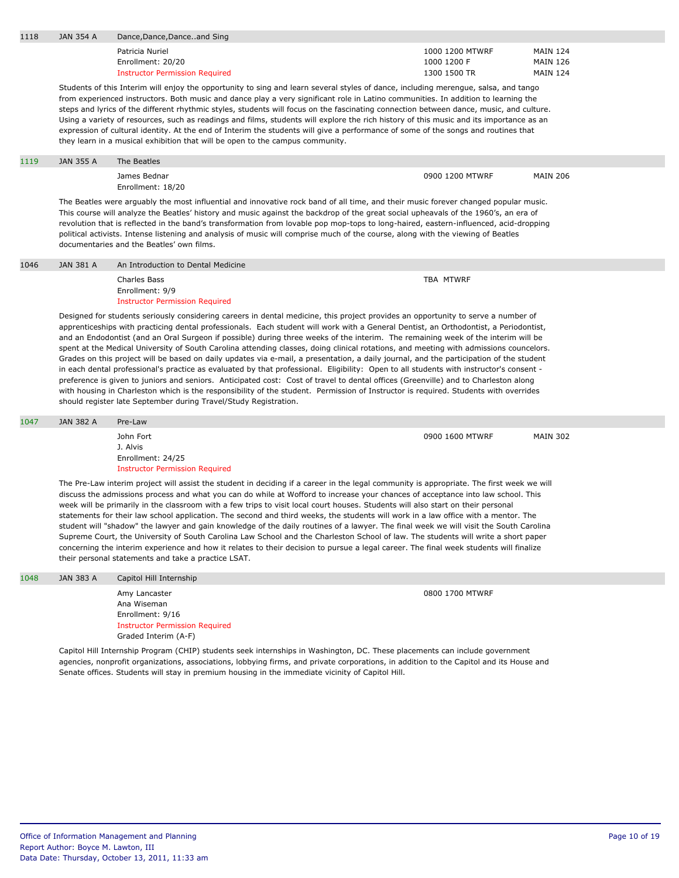| 1118 | JAN 354 A | Dance,Dance,Dance..and Sing | | |
|---|---|---|---|---|
| | | Patricia Nuriel | 1000 1200 MTWRF | MAIN 124 |
| | | Enrollment: 20/20 | 1000 1200 F | MAIN 126 |
| | | Instructor Permission Required | 1300 1500 TR | MAIN 124 |

Students of this Interim will enjoy the opportunity to sing and learn several styles of dance, including merengue, salsa, and tango from experienced instructors. Both music and dance play a very significant role in Latino communities. In addition to learning the steps and lyrics of the different rhythmic styles, students will focus on the fascinating connection between dance, music, and culture. Using a variety of resources, such as readings and films, students will explore the rich history of this music and its importance as an expression of cultural identity. At the end of Interim the students will give a performance of some of the songs and routines that they learn in a musical exhibition that will be open to the campus community.

| 1119 | JAN 355 A | The Beatles | | |
|---|---|---|---|---|
| | | James Bednar | 0900 1200 MTWRF | MAIN 206 |
| | | Enrollment: 18/20 | | |

The Beatles were arguably the most influential and innovative rock band of all time, and their music forever changed popular music. This course will analyze the Beatles' history and music against the backdrop of the great social upheavals of the 1960's, an era of revolution that is reflected in the band's transformation from lovable pop mop-tops to long-haired, eastern-influenced, acid-dropping political activists. Intense listening and analysis of music will comprise much of the course, along with the viewing of Beatles documentaries and the Beatles' own films.

| 1046 | JAN 381 A | An Introduction to Dental Medicine | | |
|---|---|---|---|---|
| | | Charles Bass | TBA MTWRF | |
| | | Enrollment: 9/9 | | |
| | | Instructor Permission Required | | |

Designed for students seriously considering careers in dental medicine, this project provides an opportunity to serve a number of apprenticeships with practicing dental professionals. Each student will work with a General Dentist, an Orthodontist, a Periodontist, and an Endodontist (and an Oral Surgeon if possible) during three weeks of the interim. The remaining week of the interim will be spent at the Medical University of South Carolina attending classes, doing clinical rotations, and meeting with admissions councelors. Grades on this project will be based on daily updates via e-mail, a presentation, a daily journal, and the participation of the student in each dental professional's practice as evaluated by that professional. Eligibility: Open to all students with instructor's consent - preference is given to juniors and seniors. Anticipated cost: Cost of travel to dental offices (Greenville) and to Charleston along with housing in Charleston which is the responsibility of the student. Permission of Instructor is required. Students with overrides should register late September during Travel/Study Registration.

| 1047 | JAN 382 A | Pre-Law | | |
|---|---|---|---|---|
| | | John Fort | 0900 1600 MTWRF | MAIN 302 |
| | | J. Alvis | | |
| | | Enrollment: 24/25 | | |
| | | Instructor Permission Required | | |

The Pre-Law interim project will assist the student in deciding if a career in the legal community is appropriate. The first week we will discuss the admissions process and what you can do while at Wofford to increase your chances of acceptance into law school. This week will be primarily in the classroom with a few trips to visit local court houses. Students will also start on their personal statements for their law school application. The second and third weeks, the students will work in a law office with a mentor. The student will "shadow" the lawyer and gain knowledge of the daily routines of a lawyer. The final week we will visit the South Carolina Supreme Court, the University of South Carolina Law School and the Charleston School of law. The students will write a short paper concerning the interim experience and how it relates to their decision to pursue a legal career. The final week students will finalize their personal statements and take a practice LSAT.

| 1048 | JAN 383 A | Capitol Hill Internship | | |
|---|---|---|---|---|
| | | Amy Lancaster | 0800 1700 MTWRF | |
| | | Ana Wiseman | | |
| | | Enrollment: 9/16 | | |
| | | Instructor Permission Required | | |
| | | Graded Interim (A-F) | | |

Capitol Hill Internship Program (CHIP) students seek internships in Washington, DC. These placements can include government agencies, nonprofit organizations, associations, lobbying firms, and private corporations, in addition to the Capitol and its House and Senate offices. Students will stay in premium housing in the immediate vicinity of Capitol Hill.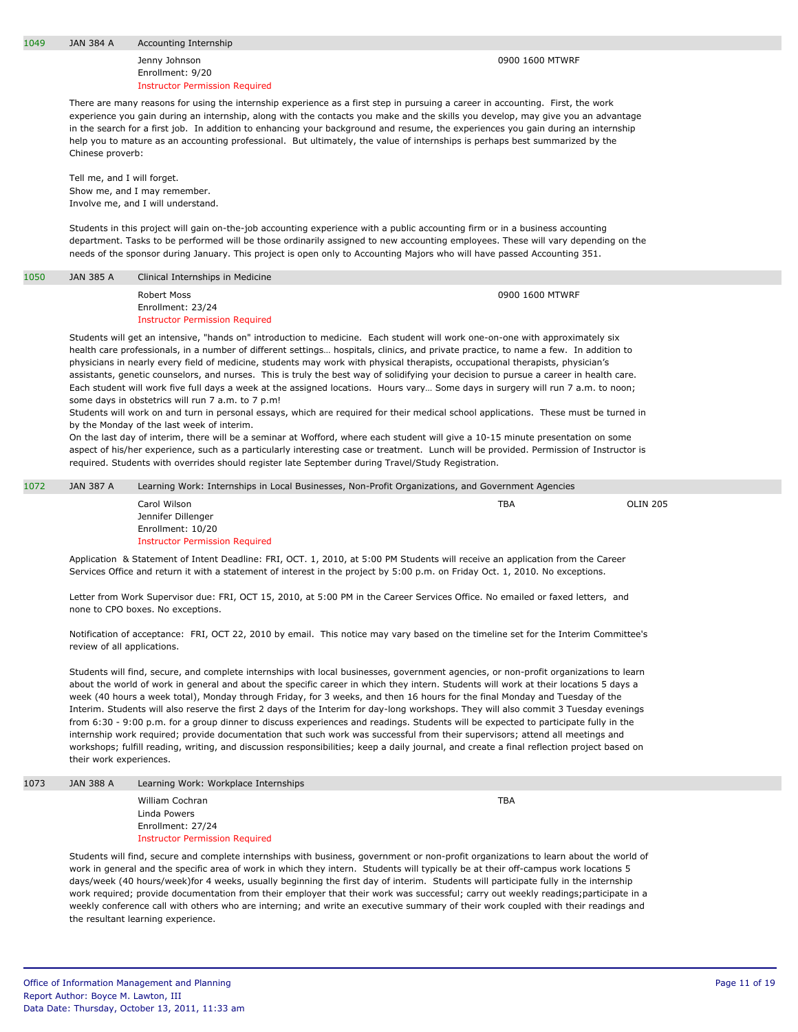**1049 | JAN 384 A | Accounting Internship**

Jenny Johnson — 0900 1600 MTWRF
Enrollment: 9/20
Instructor Permission Required

There are many reasons for using the internship experience as a first step in pursuing a career in accounting. First, the work experience you gain during an internship, along with the contacts you make and the skills you develop, may give you an advantage in the search for a first job. In addition to enhancing your background and resume, the experiences you gain during an internship help you to mature as an accounting professional. But ultimately, the value of internships is perhaps best summarized by the Chinese proverb:

Tell me, and I will forget.
Show me, and I may remember.
Involve me, and I will understand.

Students in this project will gain on-the-job accounting experience with a public accounting firm or in a business accounting department. Tasks to be performed will be those ordinarily assigned to new accounting employees. These will vary depending on the needs of the sponsor during January. This project is open only to Accounting Majors who will have passed Accounting 351.

**1050 | JAN 385 A | Clinical Internships in Medicine**

Robert Moss — 0900 1600 MTWRF
Enrollment: 23/24
Instructor Permission Required

Students will get an intensive, "hands on" introduction to medicine. Each student will work one-on-one with approximately six health care professionals, in a number of different settings… hospitals, clinics, and private practice, to name a few. In addition to physicians in nearly every field of medicine, students may work with physical therapists, occupational therapists, physician's assistants, genetic counselors, and nurses. This is truly the best way of solidifying your decision to pursue a career in health care. Each student will work five full days a week at the assigned locations. Hours vary… Some days in surgery will run 7 a.m. to noon; some days in obstetrics will run 7 a.m. to 7 p.m!
Students will work on and turn in personal essays, which are required for their medical school applications. These must be turned in by the Monday of the last week of interim.
On the last day of interim, there will be a seminar at Wofford, where each student will give a 10-15 minute presentation on some aspect of his/her experience, such as a particularly interesting case or treatment. Lunch will be provided. Permission of Instructor is required. Students with overrides should register late September during Travel/Study Registration.

**1072 | JAN 387 A | Learning Work: Internships in Local Businesses, Non-Profit Organizations, and Government Agencies**

Carol Wilson — TBA — OLIN 205
Jennifer Dillenger
Enrollment: 10/20
Instructor Permission Required

Application & Statement of Intent Deadline: FRI, OCT. 1, 2010, at 5:00 PM Students will receive an application from the Career Services Office and return it with a statement of interest in the project by 5:00 p.m. on Friday Oct. 1, 2010. No exceptions.

Letter from Work Supervisor due: FRI, OCT 15, 2010, at 5:00 PM in the Career Services Office. No emailed or faxed letters, and none to CPO boxes. No exceptions.

Notification of acceptance: FRI, OCT 22, 2010 by email. This notice may vary based on the timeline set for the Interim Committee's review of all applications.

Students will find, secure, and complete internships with local businesses, government agencies, or non-profit organizations to learn about the world of work in general and about the specific career in which they intern. Students will work at their locations 5 days a week (40 hours a week total), Monday through Friday, for 3 weeks, and then 16 hours for the final Monday and Tuesday of the Interim. Students will also reserve the first 2 days of the Interim for day-long workshops. They will also commit 3 Tuesday evenings from 6:30 - 9:00 p.m. for a group dinner to discuss experiences and readings. Students will be expected to participate fully in the internship work required; provide documentation that such work was successful from their supervisors; attend all meetings and workshops; fulfill reading, writing, and discussion responsibilities; keep a daily journal, and create a final reflection project based on their work experiences.

**1073 | JAN 388 A | Learning Work: Workplace Internships**

William Cochran — TBA
Linda Powers
Enrollment: 27/24
Instructor Permission Required

Students will find, secure and complete internships with business, government or non-profit organizations to learn about the world of work in general and the specific area of work in which they intern. Students will typically be at their off-campus work locations 5 days/week (40 hours/week)for 4 weeks, usually beginning the first day of interim. Students will participate fully in the internship work required; provide documentation from their employer that their work was successful; carry out weekly readings;participate in a weekly conference call with others who are interning; and write an executive summary of their work coupled with their readings and the resultant learning experience.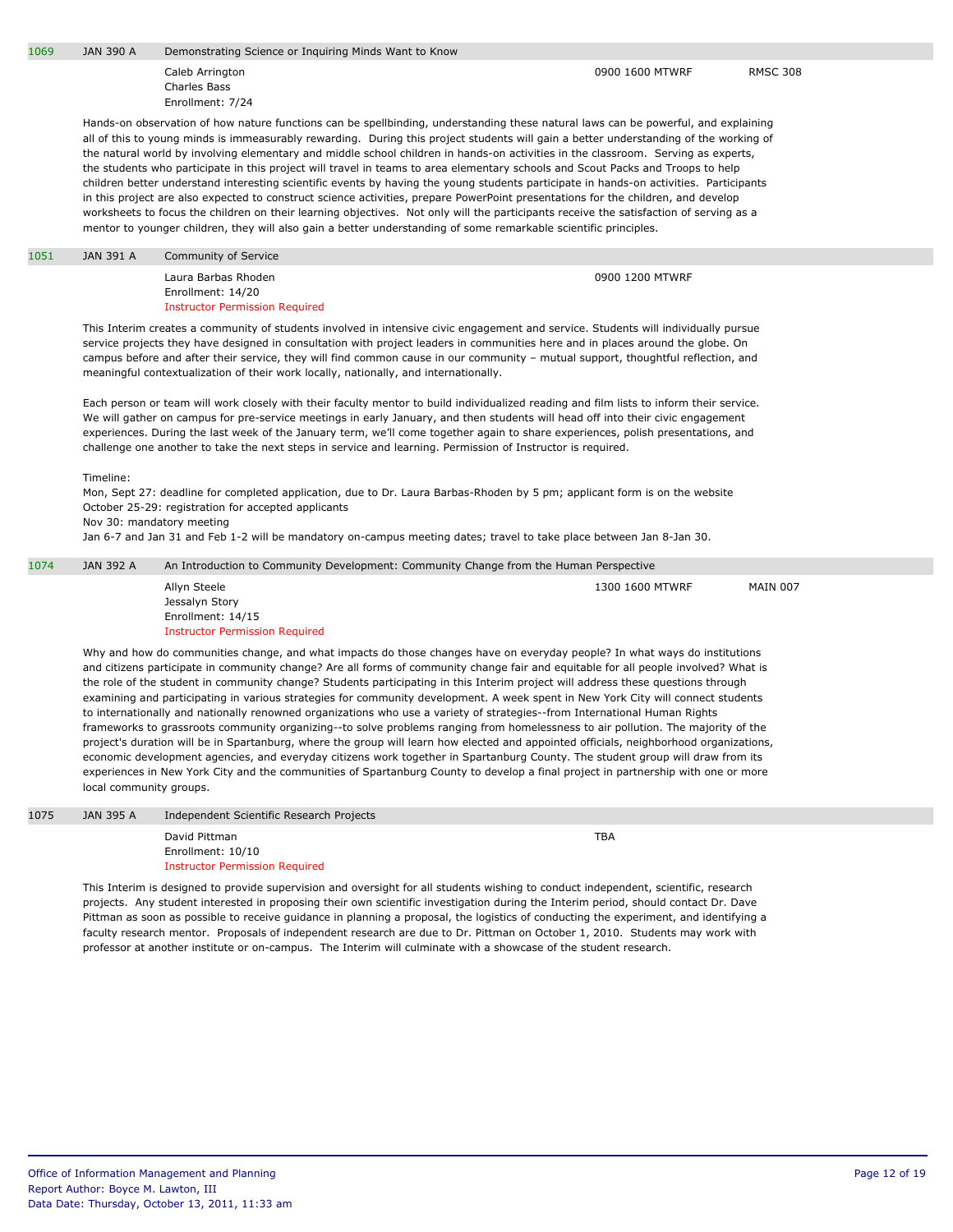**1069 | JAN 390 A | Demonstrating Science or Inquiring Minds Want to Know**

Caleb Arrington
Charles Bass
Enrollment: 7/24

0900 1600 MTWRF — RMSC 308

Hands-on observation of how nature functions can be spellbinding, understanding these natural laws can be powerful, and explaining all of this to young minds is immeasurably rewarding. During this project students will gain a better understanding of the working of the natural world by involving elementary and middle school children in hands-on activities in the classroom. Serving as experts, the students who participate in this project will travel in teams to area elementary schools and Scout Packs and Troops to help children better understand interesting scientific events by having the young students participate in hands-on activities. Participants in this project are also expected to construct science activities, prepare PowerPoint presentations for the children, and develop worksheets to focus the children on their learning objectives. Not only will the participants receive the satisfaction of serving as a mentor to younger children, they will also gain a better understanding of some remarkable scientific principles.

**1051 | JAN 391 A | Community of Service**

Laura Barbas Rhoden
Enrollment: 14/20
Instructor Permission Required

0900 1200 MTWRF

This Interim creates a community of students involved in intensive civic engagement and service. Students will individually pursue service projects they have designed in consultation with project leaders in communities here and in places around the globe. On campus before and after their service, they will find common cause in our community – mutual support, thoughtful reflection, and meaningful contextualization of their work locally, nationally, and internationally.

Each person or team will work closely with their faculty mentor to build individualized reading and film lists to inform their service. We will gather on campus for pre-service meetings in early January, and then students will head off into their civic engagement experiences. During the last week of the January term, we'll come together again to share experiences, polish presentations, and challenge one another to take the next steps in service and learning. Permission of Instructor is required.

Timeline:
Mon, Sept 27: deadline for completed application, due to Dr. Laura Barbas-Rhoden by 5 pm; applicant form is on the website
October 25-29: registration for accepted applicants
Nov 30: mandatory meeting
Jan 6-7 and Jan 31 and Feb 1-2 will be mandatory on-campus meeting dates; travel to take place between Jan 8-Jan 30.

**1074 | JAN 392 A | An Introduction to Community Development: Community Change from the Human Perspective**

Allyn Steele
Jessalyn Story
Enrollment: 14/15
Instructor Permission Required

1300 1600 MTWRF — MAIN 007

Why and how do communities change, and what impacts do those changes have on everyday people? In what ways do institutions and citizens participate in community change? Are all forms of community change fair and equitable for all people involved? What is the role of the student in community change? Students participating in this Interim project will address these questions through examining and participating in various strategies for community development. A week spent in New York City will connect students to internationally and nationally renowned organizations who use a variety of strategies--from International Human Rights frameworks to grassroots community organizing--to solve problems ranging from homelessness to air pollution. The majority of the project's duration will be in Spartanburg, where the group will learn how elected and appointed officials, neighborhood organizations, economic development agencies, and everyday citizens work together in Spartanburg County. The student group will draw from its experiences in New York City and the communities of Spartanburg County to develop a final project in partnership with one or more local community groups.

**1075 | JAN 395 A | Independent Scientific Research Projects**

David Pittman
Enrollment: 10/10
Instructor Permission Required

TBA

This Interim is designed to provide supervision and oversight for all students wishing to conduct independent, scientific, research projects. Any student interested in proposing their own scientific investigation during the Interim period, should contact Dr. Dave Pittman as soon as possible to receive guidance in planning a proposal, the logistics of conducting the experiment, and identifying a faculty research mentor. Proposals of independent research are due to Dr. Pittman on October 1, 2010. Students may work with professor at another institute or on-campus. The Interim will culminate with a showcase of the student research.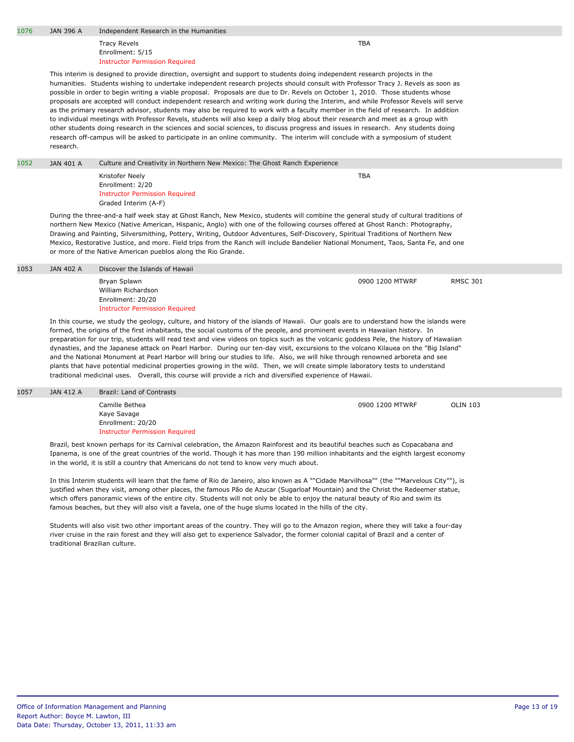| 1076 | JAN 396 A | Independent Research in the Humanities | | |
|---|---|---|---|---|
| | | Tracy Revels<br>Enrollment: 5/15<br>Instructor Permission Required | TBA | |

This interim is designed to provide direction, oversight and support to students doing independent research projects in the humanities. Students wishing to undertake independent research projects should consult with Professor Tracy J. Revels as soon as possible in order to begin writing a viable proposal. Proposals are due to Dr. Revels on October 1, 2010. Those students whose proposals are accepted will conduct independent research and writing work during the Interim, and while Professor Revels will serve as the primary research advisor, students may also be required to work with a faculty member in the field of research. In addition to individual meetings with Professor Revels, students will also keep a daily blog about their research and meet as a group with other students doing research in the sciences and social sciences, to discuss progress and issues in research. Any students doing research off-campus will be asked to participate in an online community. The interim will conclude with a symposium of student research.

| 1052 | JAN 401 A | Culture and Creativity in Northern New Mexico: The Ghost Ranch Experience | | |
|---|---|---|---|---|
| | | Kristofer Neely<br>Enrollment: 2/20<br>Instructor Permission Required<br>Graded Interim (A-F) | TBA | |

During the three-and-a half week stay at Ghost Ranch, New Mexico, students will combine the general study of cultural traditions of northern New Mexico (Native American, Hispanic, Anglo) with one of the following courses offered at Ghost Ranch: Photography, Drawing and Painting, Silversmithing, Pottery, Writing, Outdoor Adventures, Self-Discovery, Spiritual Traditions of Northern New Mexico, Restorative Justice, and more. Field trips from the Ranch will include Bandelier National Monument, Taos, Santa Fe, and one or more of the Native American pueblos along the Rio Grande.

| 1053 | JAN 402 A | Discover the Islands of Hawaii | | |
|---|---|---|---|---|
| | | Bryan Splawn<br>William Richardson<br>Enrollment: 20/20<br>Instructor Permission Required | 0900 1200 MTWRF | RMSC 301 |

In this course, we study the geology, culture, and history of the islands of Hawaii. Our goals are to understand how the islands were formed, the origins of the first inhabitants, the social customs of the people, and prominent events in Hawaiian history. In preparation for our trip, students will read text and view videos on topics such as the volcanic goddess Pele, the history of Hawaiian dynasties, and the Japanese attack on Pearl Harbor. During our ten-day visit, excursions to the volcano Kilauea on the "Big Island" and the National Monument at Pearl Harbor will bring our studies to life. Also, we will hike through renowned arboreta and see plants that have potential medicinal properties growing in the wild. Then, we will create simple laboratory tests to understand traditional medicinal uses. Overall, this course will provide a rich and diversified experience of Hawaii.

| 1057 | JAN 412 A | Brazil: Land of Contrasts | | |
|---|---|---|---|---|
| | | Camille Bethea<br>Kaye Savage<br>Enrollment: 20/20<br>Instructor Permission Required | 0900 1200 MTWRF | OLIN 103 |

Brazil, best known perhaps for its Carnival celebration, the Amazon Rainforest and its beautiful beaches such as Copacabana and Ipanema, is one of the great countries of the world. Though it has more than 190 million inhabitants and the eighth largest economy in the world, it is still a country that Americans do not tend to know very much about.

In this Interim students will learn that the fame of Rio de Janeiro, also known as A ""Cidade Marvilhosa"" (the ""Marvelous City""), is justified when they visit, among other places, the famous Pão de Azucar (Sugarloaf Mountain) and the Christ the Redeemer statue, which offers panoramic views of the entire city. Students will not only be able to enjoy the natural beauty of Rio and swim its famous beaches, but they will also visit a favela, one of the huge slums located in the hills of the city.

Students will also visit two other important areas of the country. They will go to the Amazon region, where they will take a four-day river cruise in the rain forest and they will also get to experience Salvador, the former colonial capital of Brazil and a center of traditional Brazilian culture.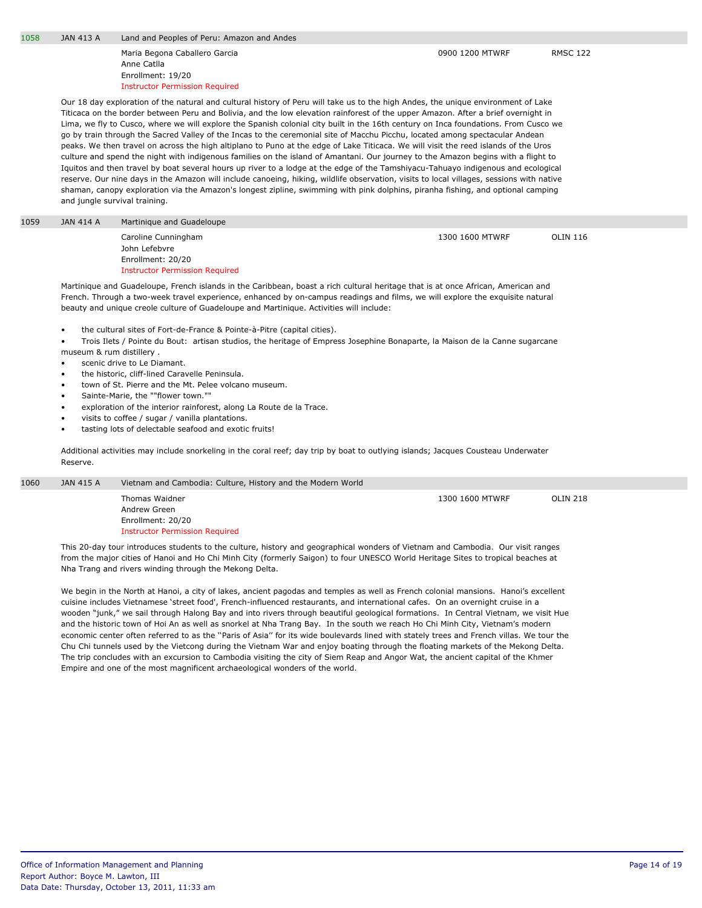| | | | | |
|---|---|---|---|---|
| 1058 | JAN 413 A | Land and Peoples of Peru: Amazon and Andes | | |
| | | Maria Begona Caballero Garcia<br>Anne Catlla<br>Enrollment: 19/20<br>Instructor Permission Required | 0900 1200 MTWRF | RMSC 122 |

Our 18 day exploration of the natural and cultural history of Peru will take us to the high Andes, the unique environment of Lake Titicaca on the border between Peru and Bolivia, and the low elevation rainforest of the upper Amazon. After a brief overnight in Lima, we fly to Cusco, where we will explore the Spanish colonial city built in the 16th century on Inca foundations. From Cusco we go by train through the Sacred Valley of the Incas to the ceremonial site of Macchu Picchu, located among spectacular Andean peaks. We then travel on across the high altiplano to Puno at the edge of Lake Titicaca. We will visit the reed islands of the Uros culture and spend the night with indigenous families on the island of Amantani. Our journey to the Amazon begins with a flight to Iquitos and then travel by boat several hours up river to a lodge at the edge of the Tamshiyacu-Tahuayo indigenous and ecological reserve. Our nine days in the Amazon will include canoeing, hiking, wildlife observation, visits to local villages, sessions with native shaman, canopy exploration via the Amazon's longest zipline, swimming with pink dolphins, piranha fishing, and optional camping and jungle survival training.

| | | | | |
|---|---|---|---|---|
| 1059 | JAN 414 A | Martinique and Guadeloupe | | |
| | | Caroline Cunningham<br>John Lefebvre<br>Enrollment: 20/20<br>Instructor Permission Required | 1300 1600 MTWRF | OLIN 116 |

Martinique and Guadeloupe, French islands in the Caribbean, boast a rich cultural heritage that is at once African, American and French. Through a two-week travel experience, enhanced by on-campus readings and films, we will explore the exquisite natural beauty and unique creole culture of Guadeloupe and Martinique. Activities will include:

- the cultural sites of Fort-de-France & Pointe-à-Pitre (capital cities).
- Trois Ilets / Pointe du Bout: artisan studios, the heritage of Empress Josephine Bonaparte, la Maison de la Canne sugarcane museum & rum distillery .
- scenic drive to Le Diamant.
- the historic, cliff-lined Caravelle Peninsula.
- town of St. Pierre and the Mt. Pelee volcano museum.
- Sainte-Marie, the ""flower town.""
- exploration of the interior rainforest, along La Route de la Trace.
- visits to coffee / sugar / vanilla plantations.
- tasting lots of delectable seafood and exotic fruits!

Additional activities may include snorkeling in the coral reef; day trip by boat to outlying islands; Jacques Cousteau Underwater Reserve.

| | | | | |
|---|---|---|---|---|
| 1060 | JAN 415 A | Vietnam and Cambodia: Culture, History and the Modern World | | |
| | | Thomas Waidner<br>Andrew Green<br>Enrollment: 20/20<br>Instructor Permission Required | 1300 1600 MTWRF | OLIN 218 |

This 20-day tour introduces students to the culture, history and geographical wonders of Vietnam and Cambodia. Our visit ranges from the major cities of Hanoi and Ho Chi Minh City (formerly Saigon) to four UNESCO World Heritage Sites to tropical beaches at Nha Trang and rivers winding through the Mekong Delta.

We begin in the North at Hanoi, a city of lakes, ancient pagodas and temples as well as French colonial mansions. Hanoi's excellent cuisine includes Vietnamese 'street food', French-influenced restaurants, and international cafes. On an overnight cruise in a wooden "junk," we sail through Halong Bay and into rivers through beautiful geological formations. In Central Vietnam, we visit Hue and the historic town of Hoi An as well as snorkel at Nha Trang Bay. In the south we reach Ho Chi Minh City, Vietnam's modern economic center often referred to as the ''Paris of Asia'' for its wide boulevards lined with stately trees and French villas. We tour the Chu Chi tunnels used by the Vietcong during the Vietnam War and enjoy boating through the floating markets of the Mekong Delta. The trip concludes with an excursion to Cambodia visiting the city of Siem Reap and Angor Wat, the ancient capital of the Khmer Empire and one of the most magnificent archaeological wonders of the world.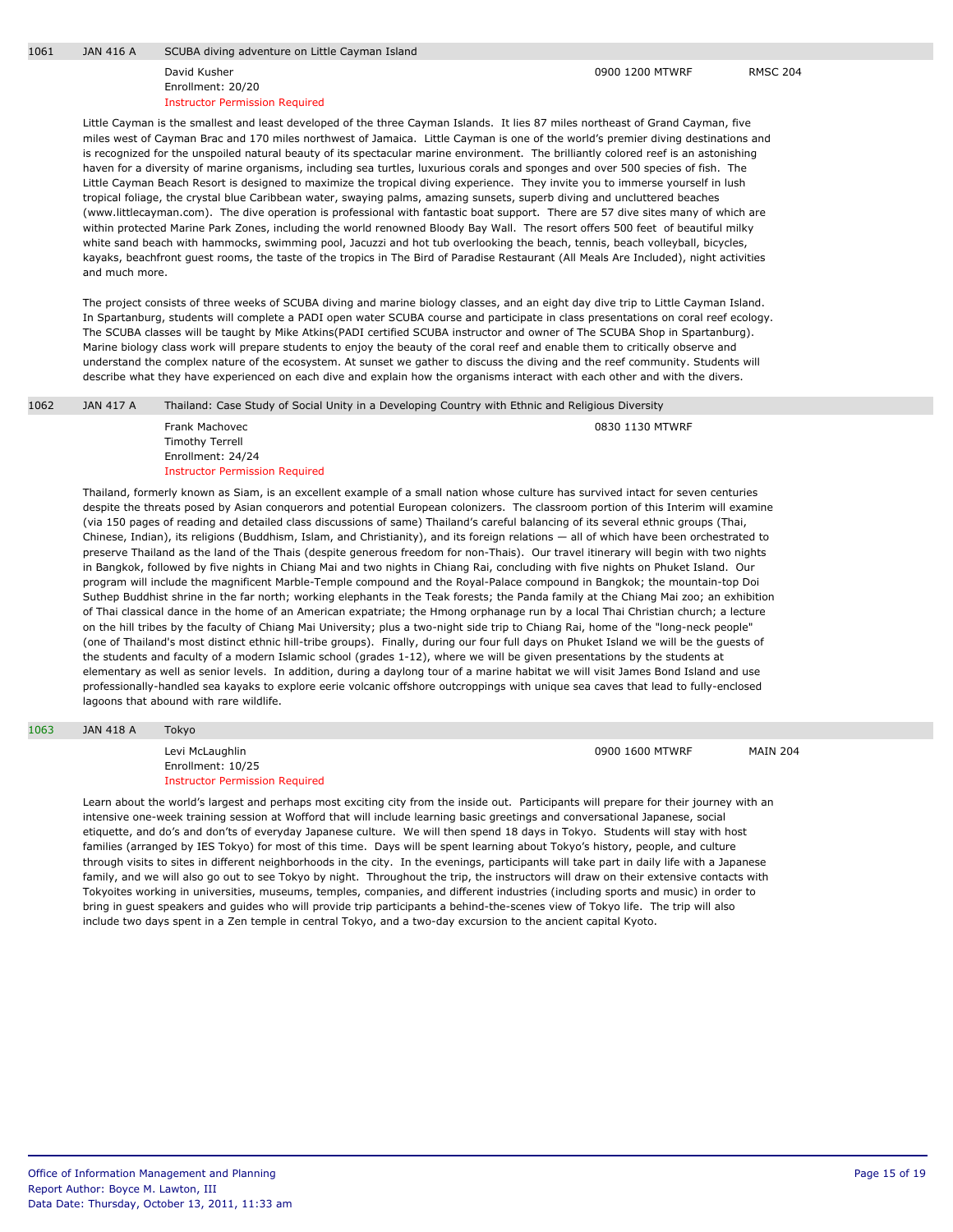## 1061 JAN 416 A SCUBA diving adventure on Little Cayman Island

David Kusher
Enrollment: 20/20
Instructor Permission Required

0900 1200 MTWRF — RMSC 204

Little Cayman is the smallest and least developed of the three Cayman Islands. It lies 87 miles northeast of Grand Cayman, five miles west of Cayman Brac and 170 miles northwest of Jamaica. Little Cayman is one of the world's premier diving destinations and is recognized for the unspoiled natural beauty of its spectacular marine environment. The brilliantly colored reef is an astonishing haven for a diversity of marine organisms, including sea turtles, luxurious corals and sponges and over 500 species of fish. The Little Cayman Beach Resort is designed to maximize the tropical diving experience. They invite you to immerse yourself in lush tropical foliage, the crystal blue Caribbean water, swaying palms, amazing sunsets, superb diving and uncluttered beaches (www.littlecayman.com). The dive operation is professional with fantastic boat support. There are 57 dive sites many of which are within protected Marine Park Zones, including the world renowned Bloody Bay Wall. The resort offers 500 feet of beautiful milky white sand beach with hammocks, swimming pool, Jacuzzi and hot tub overlooking the beach, tennis, beach volleyball, bicycles, kayaks, beachfront guest rooms, the taste of the tropics in The Bird of Paradise Restaurant (All Meals Are Included), night activities and much more.

The project consists of three weeks of SCUBA diving and marine biology classes, and an eight day dive trip to Little Cayman Island. In Spartanburg, students will complete a PADI open water SCUBA course and participate in class presentations on coral reef ecology. The SCUBA classes will be taught by Mike Atkins(PADI certified SCUBA instructor and owner of The SCUBA Shop in Spartanburg). Marine biology class work will prepare students to enjoy the beauty of the coral reef and enable them to critically observe and understand the complex nature of the ecosystem. At sunset we gather to discuss the diving and the reef community. Students will describe what they have experienced on each dive and explain how the organisms interact with each other and with the divers.

## 1062 JAN 417 A Thailand: Case Study of Social Unity in a Developing Country with Ethnic and Religious Diversity

Frank Machovec
Timothy Terrell
Enrollment: 24/24
Instructor Permission Required

0830 1130 MTWRF

Thailand, formerly known as Siam, is an excellent example of a small nation whose culture has survived intact for seven centuries despite the threats posed by Asian conquerors and potential European colonizers. The classroom portion of this Interim will examine (via 150 pages of reading and detailed class discussions of same) Thailand's careful balancing of its several ethnic groups (Thai, Chinese, Indian), its religions (Buddhism, Islam, and Christianity), and its foreign relations — all of which have been orchestrated to preserve Thailand as the land of the Thais (despite generous freedom for non-Thais). Our travel itinerary will begin with two nights in Bangkok, followed by five nights in Chiang Mai and two nights in Chiang Rai, concluding with five nights on Phuket Island. Our program will include the magnificent Marble-Temple compound and the Royal-Palace compound in Bangkok; the mountain-top Doi Suthep Buddhist shrine in the far north; working elephants in the Teak forests; the Panda family at the Chiang Mai zoo; an exhibition of Thai classical dance in the home of an American expatriate; the Hmong orphanage run by a local Thai Christian church; a lecture on the hill tribes by the faculty of Chiang Mai University; plus a two-night side trip to Chiang Rai, home of the "long-neck people" (one of Thailand's most distinct ethnic hill-tribe groups). Finally, during our four full days on Phuket Island we will be the guests of the students and faculty of a modern Islamic school (grades 1-12), where we will be given presentations by the students at elementary as well as senior levels. In addition, during a daylong tour of a marine habitat we will visit James Bond Island and use professionally-handled sea kayaks to explore eerie volcanic offshore outcroppings with unique sea caves that lead to fully-enclosed lagoons that abound with rare wildlife.

## 1063 JAN 418 A Tokyo

Levi McLaughlin
Enrollment: 10/25
Instructor Permission Required

0900 1600 MTWRF — MAIN 204

Learn about the world's largest and perhaps most exciting city from the inside out. Participants will prepare for their journey with an intensive one-week training session at Wofford that will include learning basic greetings and conversational Japanese, social etiquette, and do's and don'ts of everyday Japanese culture. We will then spend 18 days in Tokyo. Students will stay with host families (arranged by IES Tokyo) for most of this time. Days will be spent learning about Tokyo's history, people, and culture through visits to sites in different neighborhoods in the city. In the evenings, participants will take part in daily life with a Japanese family, and we will also go out to see Tokyo by night. Throughout the trip, the instructors will draw on their extensive contacts with Tokyoites working in universities, museums, temples, companies, and different industries (including sports and music) in order to bring in guest speakers and guides who will provide trip participants a behind-the-scenes view of Tokyo life. The trip will also include two days spent in a Zen temple in central Tokyo, and a two-day excursion to the ancient capital Kyoto.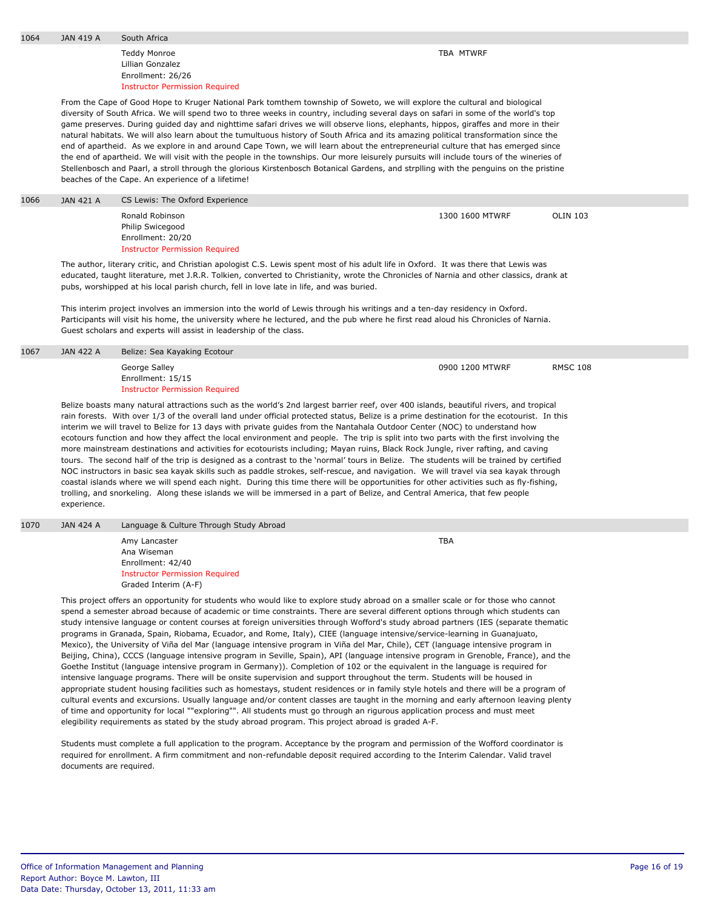## 1064 JAN 419 A South Africa

Teddy Monroe
Lillian Gonzalez
Enrollment: 26/26
Instructor Permission Required

TBA MTWRF

From the Cape of Good Hope to Kruger National Park tomthem township of Soweto, we will explore the cultural and biological diversity of South Africa. We will spend two to three weeks in country, including several days on safari in some of the world's top game preserves. During guided day and nighttime safari drives we will observe lions, elephants, hippos, giraffes and more in their natural habitats. We will also learn about the tumultuous history of South Africa and its amazing political transformation since the end of apartheid. As we explore in and around Cape Town, we will learn about the entrepreneurial culture that has emerged since the end of apartheid. We will visit with the people in the townships. Our more leisurely pursuits will include tours of the wineries of Stellenbosch and Paarl, a stroll through the glorious Kirstenbosch Botanical Gardens, and strplling with the penguins on the pristine beaches of the Cape. An experience of a lifetime!

## 1066 JAN 421 A CS Lewis: The Oxford Experience

Ronald Robinson
Philip Swicegood
Enrollment: 20/20
Instructor Permission Required

1300 1600 MTWRF OLIN 103

The author, literary critic, and Christian apologist C.S. Lewis spent most of his adult life in Oxford. It was there that Lewis was educated, taught literature, met J.R.R. Tolkien, converted to Christianity, wrote the Chronicles of Narnia and other classics, drank at pubs, worshipped at his local parish church, fell in love late in life, and was buried.

This interim project involves an immersion into the world of Lewis through his writings and a ten-day residency in Oxford. Participants will visit his home, the university where he lectured, and the pub where he first read aloud his Chronicles of Narnia. Guest scholars and experts will assist in leadership of the class.

## 1067 JAN 422 A Belize: Sea Kayaking Ecotour

George Salley
Enrollment: 15/15
Instructor Permission Required

0900 1200 MTWRF RMSC 108

Belize boasts many natural attractions such as the world's 2nd largest barrier reef, over 400 islands, beautiful rivers, and tropical rain forests. With over 1/3 of the overall land under official protected status, Belize is a prime destination for the ecotourist. In this interim we will travel to Belize for 13 days with private guides from the Nantahala Outdoor Center (NOC) to understand how ecotours function and how they affect the local environment and people. The trip is split into two parts with the first involving the more mainstream destinations and activities for ecotourists including; Mayan ruins, Black Rock Jungle, river rafting, and caving tours. The second half of the trip is designed as a contrast to the 'normal' tours in Belize. The students will be trained by certified NOC instructors in basic sea kayak skills such as paddle strokes, self-rescue, and navigation. We will travel via sea kayak through coastal islands where we will spend each night. During this time there will be opportunities for other activities such as fly-fishing, trolling, and snorkeling. Along these islands we will be immersed in a part of Belize, and Central America, that few people experience.

## 1070 JAN 424 A Language & Culture Through Study Abroad

Amy Lancaster
Ana Wiseman
Enrollment: 42/40
Instructor Permission Required
Graded Interim (A-F)

TBA

This project offers an opportunity for students who would like to explore study abroad on a smaller scale or for those who cannot spend a semester abroad because of academic or time constraints. There are several different options through which students can study intensive language or content courses at foreign universities through Wofford's study abroad partners (IES (separate thematic programs in Granada, Spain, Riobama, Ecuador, and Rome, Italy), CIEE (language intensive/service-learning in Guanajuato, Mexico), the University of Viña del Mar (language intensive program in Viña del Mar, Chile), CET (language intensive program in Beijing, China), CCCS (language intensive program in Seville, Spain), API (language intensive program in Grenoble, France), and the Goethe Institut (language intensive program in Germany)). Completion of 102 or the equivalent in the language is required for intensive language programs. There will be onsite supervision and support throughout the term. Students will be housed in appropriate student housing facilities such as homestays, student residences or in family style hotels and there will be a program of cultural events and excursions. Usually language and/or content classes are taught in the morning and early afternoon leaving plenty of time and opportunity for local ""exploring"". All students must go through an rigurous application process and must meet elegibility requirements as stated by the study abroad program. This project abroad is graded A-F.

Students must complete a full application to the program. Acceptance by the program and permission of the Wofford coordinator is required for enrollment. A firm commitment and non-refundable deposit required according to the Interim Calendar. Valid travel documents are required.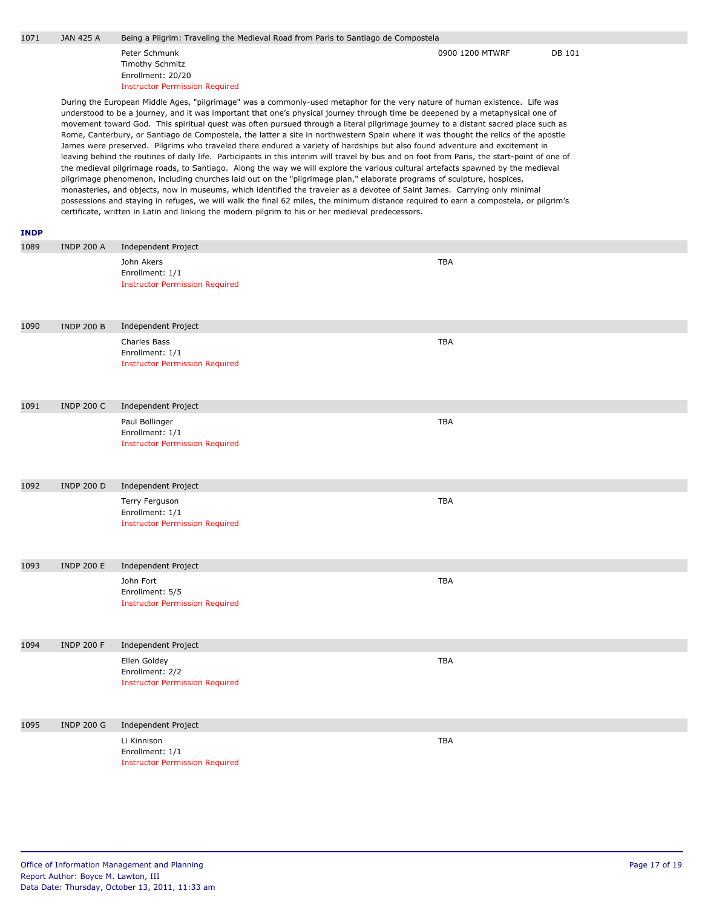| | | | | |
|---|---|---|---|---|
| 1071 | JAN 425 A | Being a Pilgrim: Traveling the Medieval Road from Paris to Santiago de Compostela | | |
| | | Peter Schmunk<br>Timothy Schmitz<br>Enrollment: 20/20<br>Instructor Permission Required | 0900 1200 MTWRF | DB 101 |

During the European Middle Ages, "pilgrimage" was a commonly-used metaphor for the very nature of human existence. Life was understood to be a journey, and it was important that one's physical journey through time be deepened by a metaphysical one of movement toward God. This spiritual quest was often pursued through a literal pilgrimage journey to a distant sacred place such as Rome, Canterbury, or Santiago de Compostela, the latter a site in northwestern Spain where it was thought the relics of the apostle James were preserved. Pilgrims who traveled there endured a variety of hardships but also found adventure and excitement in leaving behind the routines of daily life. Participants in this interim will travel by bus and on foot from Paris, the start-point of one of the medieval pilgrimage roads, to Santiago. Along the way we will explore the various cultural artefacts spawned by the medieval pilgrimage phenomenon, including churches laid out on the "pilgrimage plan," elaborate programs of sculpture, hospices, monasteries, and objects, now in museums, which identified the traveler as a devotee of Saint James. Carrying only minimal possessions and staying in refuges, we will walk the final 62 miles, the minimum distance required to earn a compostela, or pilgrim's certificate, written in Latin and linking the modern pilgrim to his or her medieval predecessors.

## INDP

| | | | |
|---|---|---|---|
| 1089 | INDP 200 A | Independent Project | |
| | | John Akers<br>Enrollment: 1/1<br>Instructor Permission Required | TBA |
| 1090 | INDP 200 B | Independent Project | |
| | | Charles Bass<br>Enrollment: 1/1<br>Instructor Permission Required | TBA |
| 1091 | INDP 200 C | Independent Project | |
| | | Paul Bollinger<br>Enrollment: 1/1<br>Instructor Permission Required | TBA |
| 1092 | INDP 200 D | Independent Project | |
| | | Terry Ferguson<br>Enrollment: 1/1<br>Instructor Permission Required | TBA |
| 1093 | INDP 200 E | Independent Project | |
| | | John Fort<br>Enrollment: 5/5<br>Instructor Permission Required | TBA |
| 1094 | INDP 200 F | Independent Project | |
| | | Ellen Goldey<br>Enrollment: 2/2<br>Instructor Permission Required | TBA |
| 1095 | INDP 200 G | Independent Project | |
| | | Li Kinnison<br>Enrollment: 1/1<br>Instructor Permission Required | TBA |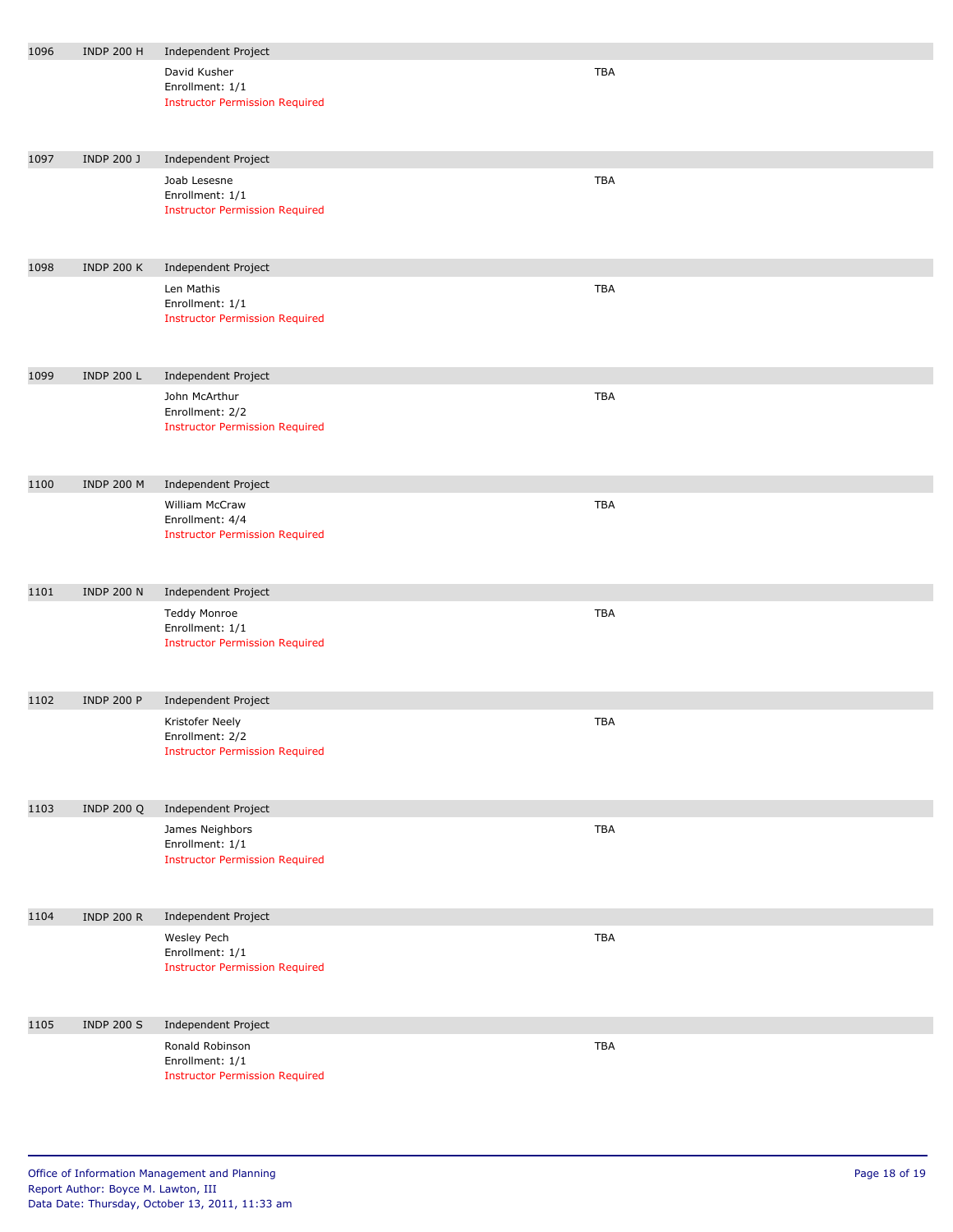| | | | |
|---|---|---|---|
| 1096 | INDP 200 H | Independent Project | |
| | | David Kusher<br>Enrollment: 1/1<br>Instructor Permission Required | TBA |
| 1097 | INDP 200 J | Independent Project | |
| | | Joab Lesesne<br>Enrollment: 1/1<br>Instructor Permission Required | TBA |
| 1098 | INDP 200 K | Independent Project | |
| | | Len Mathis<br>Enrollment: 1/1<br>Instructor Permission Required | TBA |
| 1099 | INDP 200 L | Independent Project | |
| | | John McArthur<br>Enrollment: 2/2<br>Instructor Permission Required | TBA |
| 1100 | INDP 200 M | Independent Project | |
| | | William McCraw<br>Enrollment: 4/4<br>Instructor Permission Required | TBA |
| 1101 | INDP 200 N | Independent Project | |
| | | Teddy Monroe<br>Enrollment: 1/1<br>Instructor Permission Required | TBA |
| 1102 | INDP 200 P | Independent Project | |
| | | Kristofer Neely<br>Enrollment: 2/2<br>Instructor Permission Required | TBA |
| 1103 | INDP 200 Q | Independent Project | |
| | | James Neighbors<br>Enrollment: 1/1<br>Instructor Permission Required | TBA |
| 1104 | INDP 200 R | Independent Project | |
| | | Wesley Pech<br>Enrollment: 1/1<br>Instructor Permission Required | TBA |
| 1105 | INDP 200 S | Independent Project | |
| | | Ronald Robinson<br>Enrollment: 1/1<br>Instructor Permission Required | TBA |

Office of Information Management and Planning
Report Author: Boyce M. Lawton, III
Data Date: Thursday, October 13, 2011, 11:33 am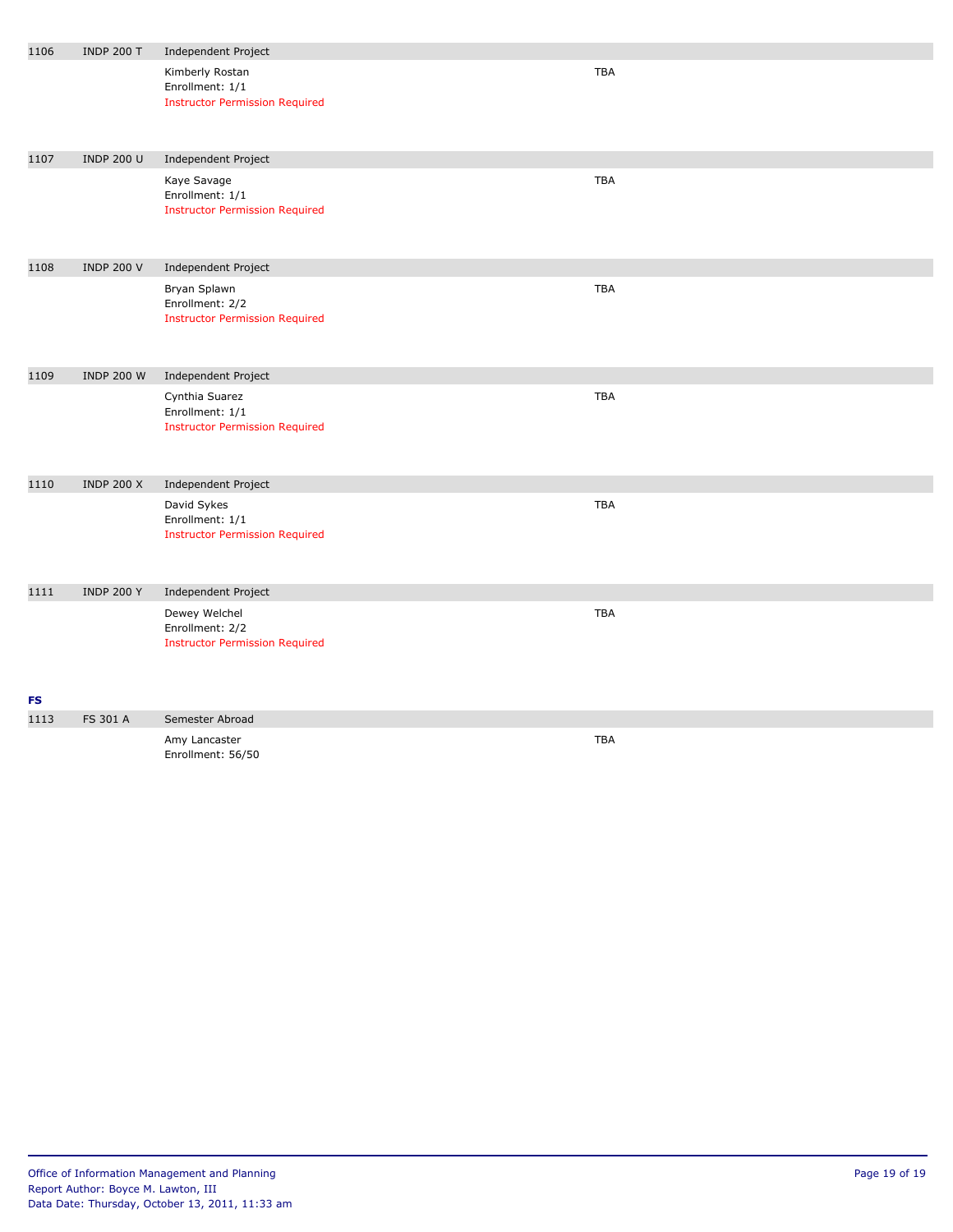| | | | |
|---|---|---|---|
| 1106 | INDP 200 T | Independent Project | |
| | | Kimberly Rostan<br>Enrollment: 1/1<br>Instructor Permission Required | TBA |
| 1107 | INDP 200 U | Independent Project | |
| | | Kaye Savage<br>Enrollment: 1/1<br>Instructor Permission Required | TBA |
| 1108 | INDP 200 V | Independent Project | |
| | | Bryan Splawn<br>Enrollment: 2/2<br>Instructor Permission Required | TBA |
| 1109 | INDP 200 W | Independent Project | |
| | | Cynthia Suarez<br>Enrollment: 1/1<br>Instructor Permission Required | TBA |
| 1110 | INDP 200 X | Independent Project | |
| | | David Sykes<br>Enrollment: 1/1<br>Instructor Permission Required | TBA |
| 1111 | INDP 200 Y | Independent Project | |
| | | Dewey Welchel<br>Enrollment: 2/2<br>Instructor Permission Required | TBA |

**FS**

| | | | |
|---|---|---|---|
| 1113 | FS 301 A | Semester Abroad | |
| | | Amy Lancaster<br>Enrollment: 56/50 | TBA |

Office of Information Management and Planning
Report Author: Boyce M. Lawton, III
Data Date: Thursday, October 13, 2011, 11:33 am